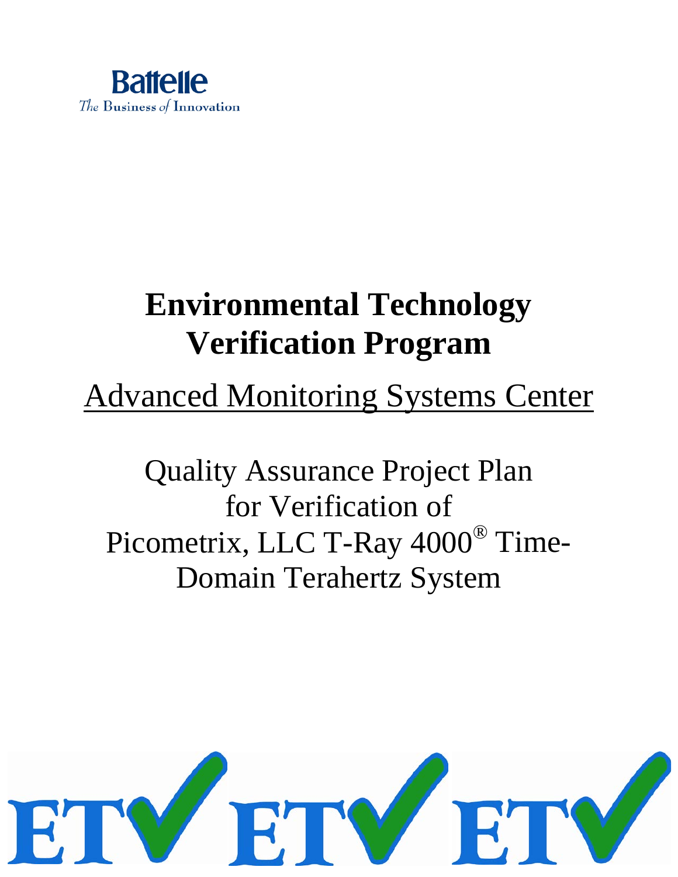Battelle

*The* Business *of* Innovation

# Environmental Technology Verification Program

## Advanced Monitoring Systems Center

Quality Assurance Project Plan
for Verification of
Picometrix, LLC T-Ray 4000® Time-Domain Terahertz System

ETV ETV ETV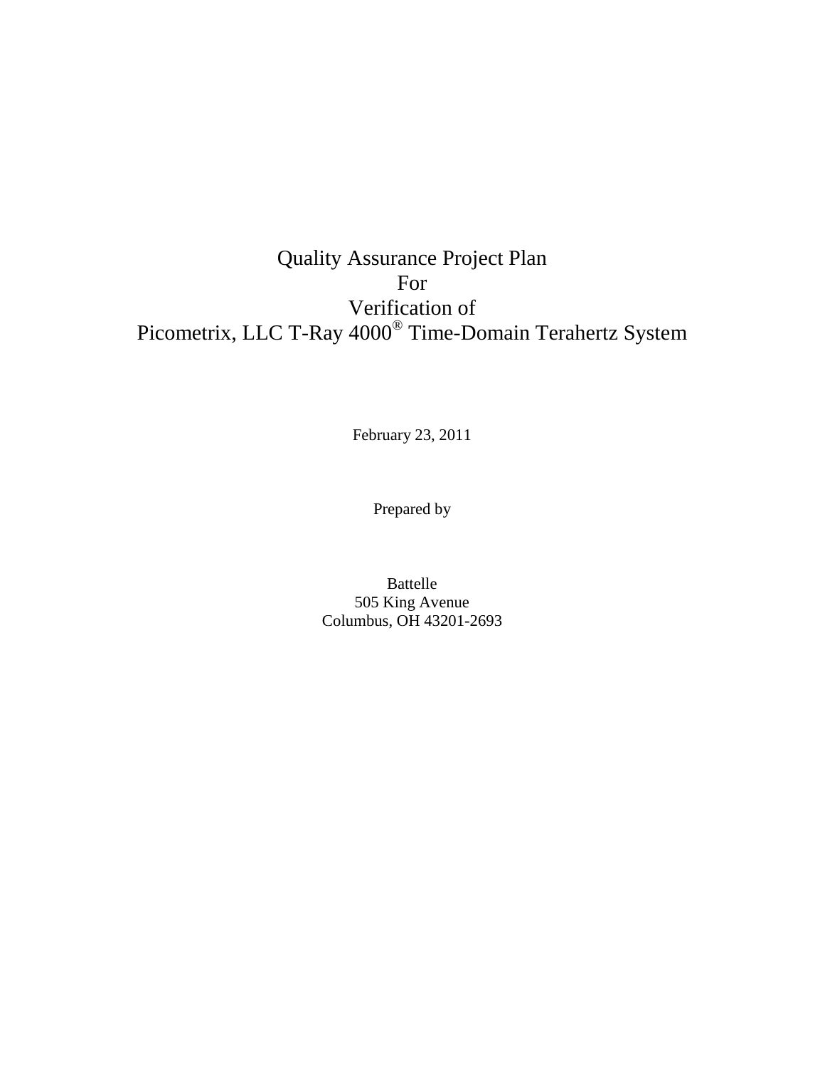# Quality Assurance Project Plan
# For
# Verification of
# Picometrix, LLC T-Ray 4000® Time-Domain Terahertz System

February 23, 2011

Prepared by

Battelle
505 King Avenue
Columbus, OH 43201-2693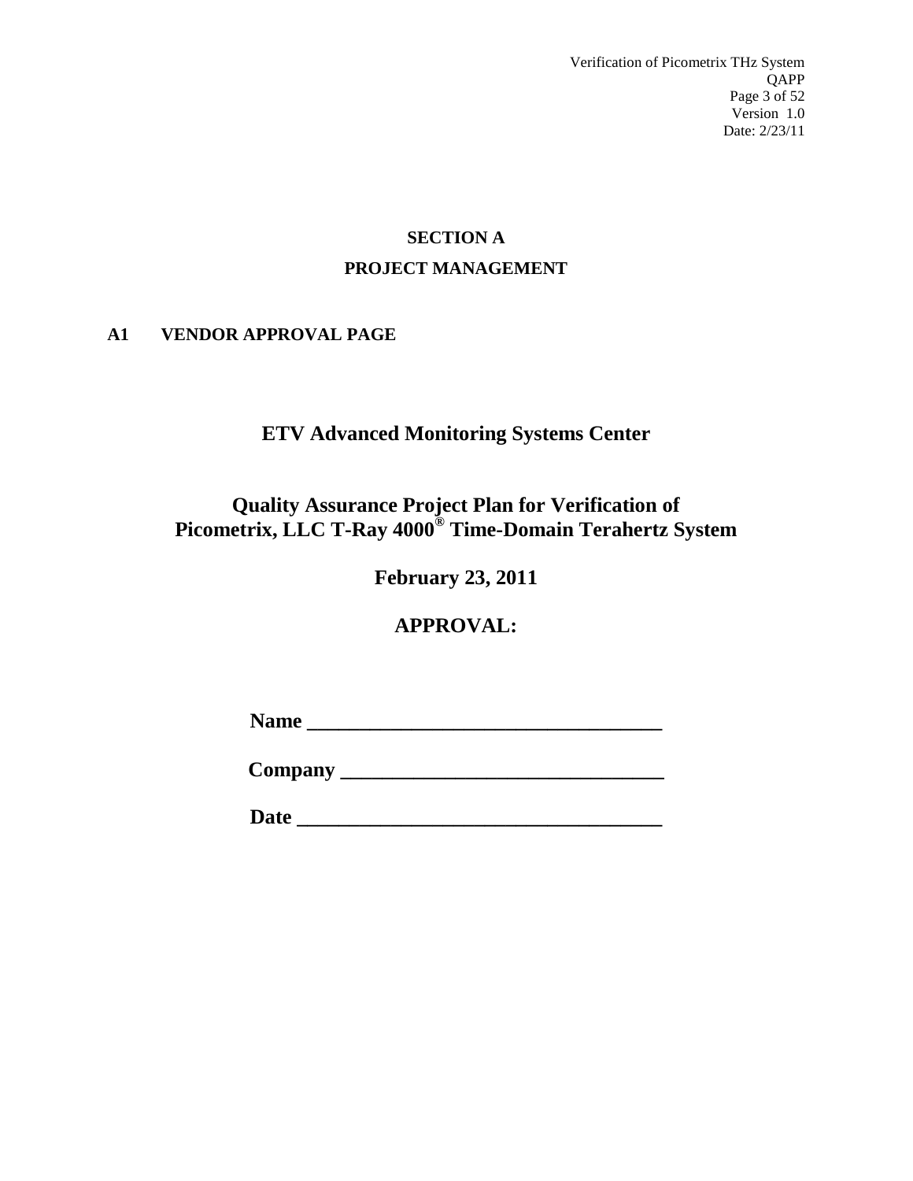# SECTION A

# PROJECT MANAGEMENT

## A1 VENDOR APPROVAL PAGE

**ETV Advanced Monitoring Systems Center**

**Quality Assurance Project Plan for Verification of Picometrix, LLC T-Ray 4000® Time-Domain Terahertz System**

**February 23, 2011**

**APPROVAL:**

**Name ___________________________________**

**Company ________________________________**

**Date ____________________________________**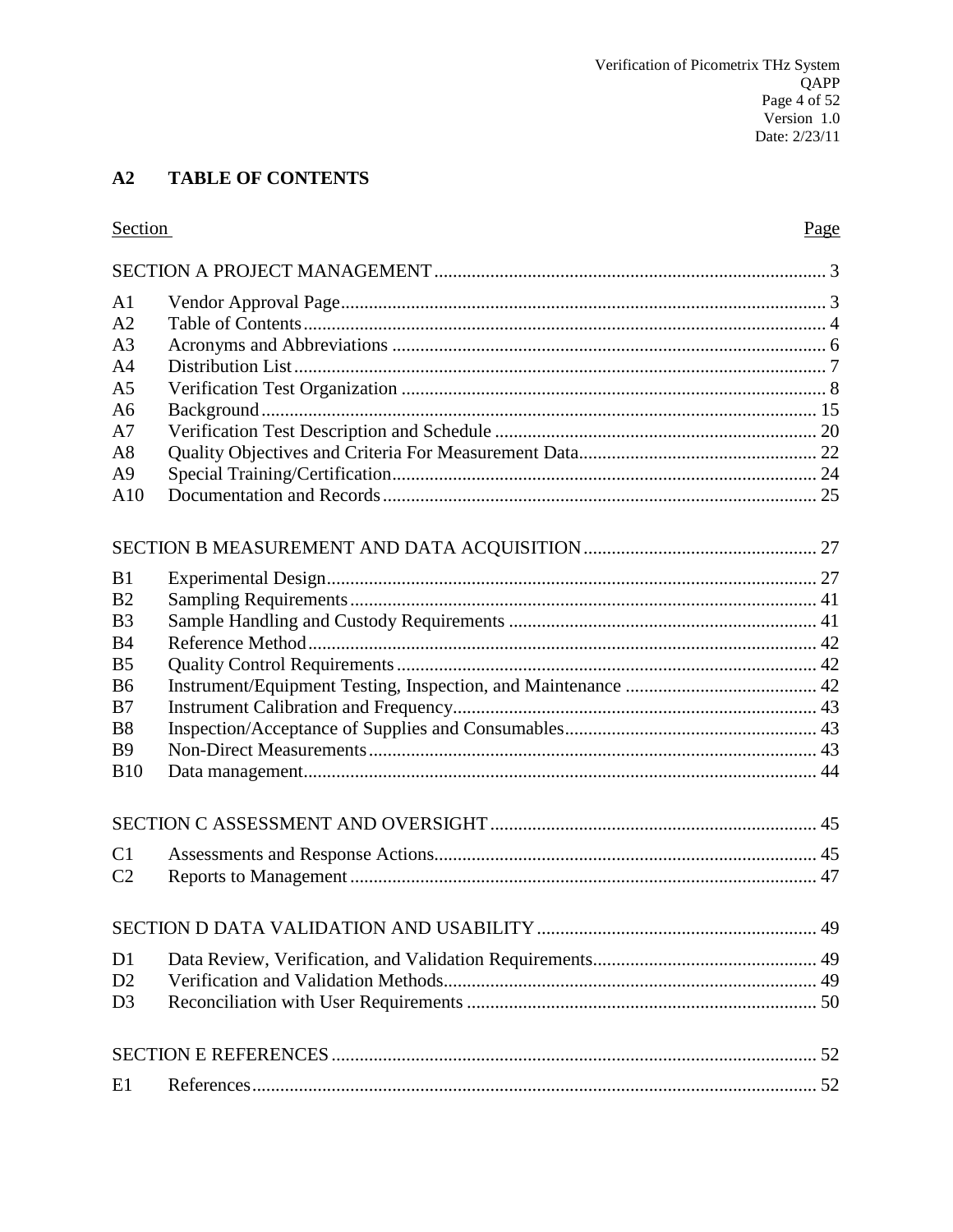## A2 TABLE OF CONTENTS

| Section | | Page |
|---|---|---|
| SECTION A PROJECT MANAGEMENT | | 3 |
| A1 | Vendor Approval Page | 3 |
| A2 | Table of Contents | 4 |
| A3 | Acronyms and Abbreviations | 6 |
| A4 | Distribution List | 7 |
| A5 | Verification Test Organization | 8 |
| A6 | Background | 15 |
| A7 | Verification Test Description and Schedule | 20 |
| A8 | Quality Objectives and Criteria For Measurement Data | 22 |
| A9 | Special Training/Certification | 24 |
| A10 | Documentation and Records | 25 |
| SECTION B MEASUREMENT AND DATA ACQUISITION | | 27 |
| B1 | Experimental Design | 27 |
| B2 | Sampling Requirements | 41 |
| B3 | Sample Handling and Custody Requirements | 41 |
| B4 | Reference Method | 42 |
| B5 | Quality Control Requirements | 42 |
| B6 | Instrument/Equipment Testing, Inspection, and Maintenance | 42 |
| B7 | Instrument Calibration and Frequency | 43 |
| B8 | Inspection/Acceptance of Supplies and Consumables | 43 |
| B9 | Non-Direct Measurements | 43 |
| B10 | Data management | 44 |
| SECTION C ASSESSMENT AND OVERSIGHT | | 45 |
| C1 | Assessments and Response Actions | 45 |
| C2 | Reports to Management | 47 |
| SECTION D DATA VALIDATION AND USABILITY | | 49 |
| D1 | Data Review, Verification, and Validation Requirements | 49 |
| D2 | Verification and Validation Methods | 49 |
| D3 | Reconciliation with User Requirements | 50 |
| SECTION E REFERENCES | | 52 |
| E1 | References | 52 |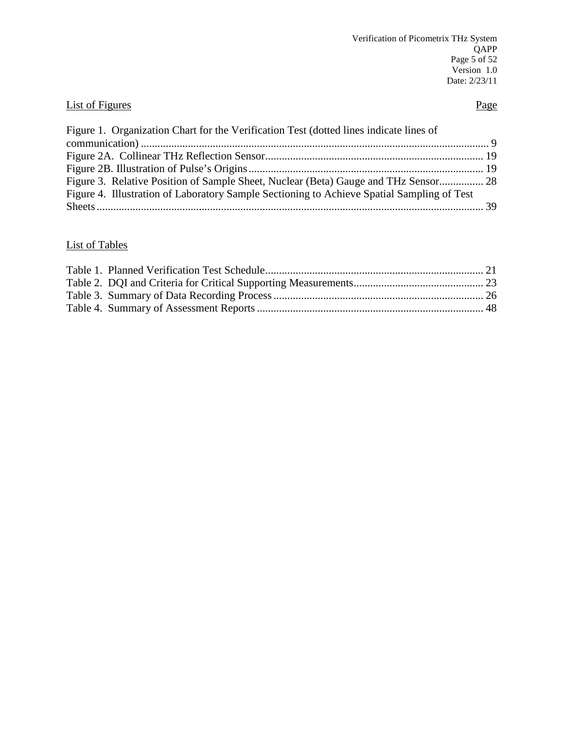## List of Figures

| | Page |
|---|---|
| Figure 1. Organization Chart for the Verification Test (dotted lines indicate lines of communication) | 9 |
| Figure 2A. Collinear THz Reflection Sensor | 19 |
| Figure 2B. Illustration of Pulse's Origins | 19 |
| Figure 3. Relative Position of Sample Sheet, Nuclear (Beta) Gauge and THz Sensor | 28 |
| Figure 4. Illustration of Laboratory Sample Sectioning to Achieve Spatial Sampling of Test Sheets | 39 |

## List of Tables

| | Page |
|---|---|
| Table 1. Planned Verification Test Schedule | 21 |
| Table 2. DQI and Criteria for Critical Supporting Measurements | 23 |
| Table 3. Summary of Data Recording Process | 26 |
| Table 4. Summary of Assessment Reports | 48 |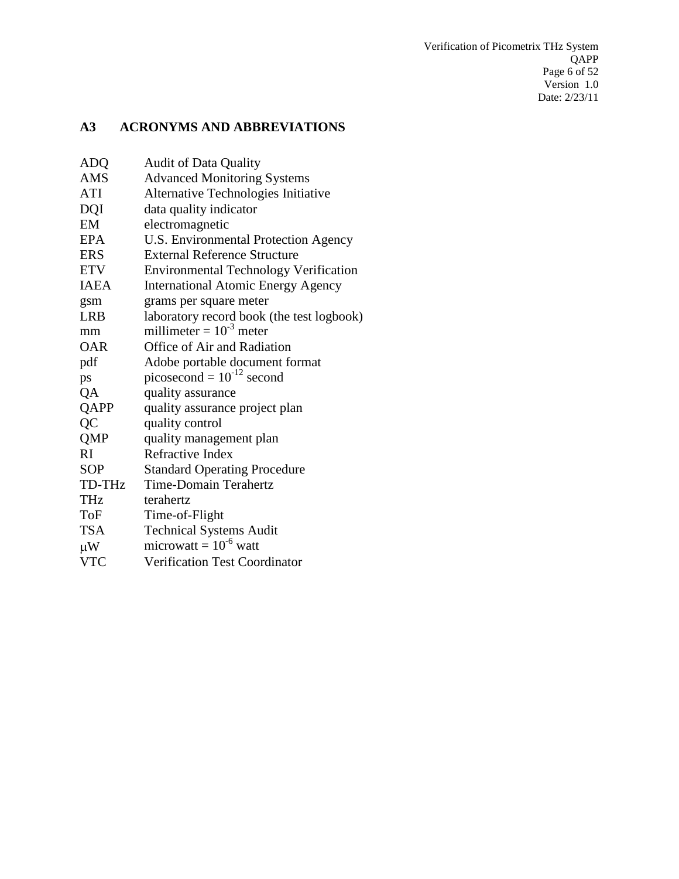## A3 ACRONYMS AND ABBREVIATIONS

| | |
|---|---|
| ADQ | Audit of Data Quality |
| AMS | Advanced Monitoring Systems |
| ATI | Alternative Technologies Initiative |
| DQI | data quality indicator |
| EM | electromagnetic |
| EPA | U.S. Environmental Protection Agency |
| ERS | External Reference Structure |
| ETV | Environmental Technology Verification |
| IAEA | International Atomic Energy Agency |
| gsm | grams per square meter |
| LRB | laboratory record book (the test logbook) |
| mm | millimeter = $10^{-3}$ meter |
| OAR | Office of Air and Radiation |
| pdf | Adobe portable document format |
| ps | picosecond = $10^{-12}$ second |
| QA | quality assurance |
| QAPP | quality assurance project plan |
| QC | quality control |
| QMP | quality management plan |
| RI | Refractive Index |
| SOP | Standard Operating Procedure |
| TD-THz | Time-Domain Terahertz |
| THz | terahertz |
| ToF | Time-of-Flight |
| TSA | Technical Systems Audit |
| $\mu$W | microwatt = $10^{-6}$ watt |
| VTC | Verification Test Coordinator |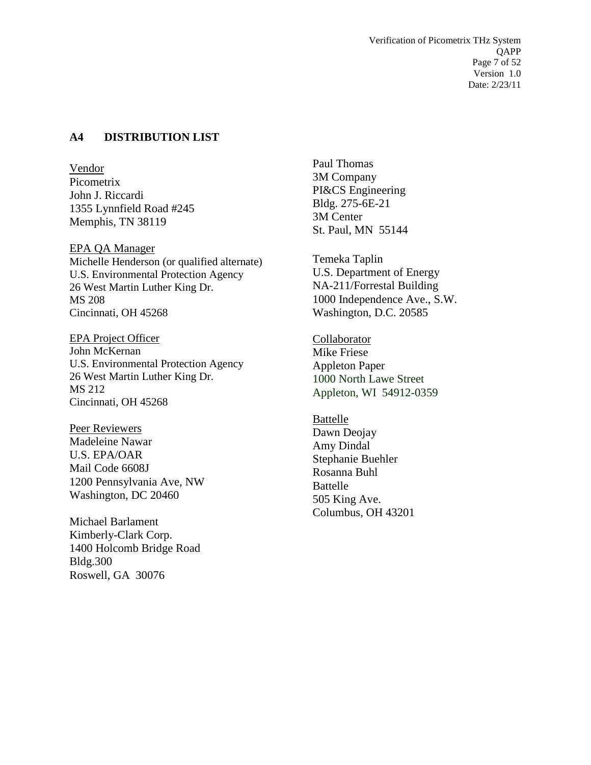## A4 DISTRIBUTION LIST

Vendor
Picometrix
John J. Riccardi
1355 Lynnfield Road #245
Memphis, TN 38119

EPA QA Manager
Michelle Henderson (or qualified alternate)
U.S. Environmental Protection Agency
26 West Martin Luther King Dr.
MS 208
Cincinnati, OH 45268

EPA Project Officer
John McKernan
U.S. Environmental Protection Agency
26 West Martin Luther King Dr.
MS 212
Cincinnati, OH 45268

Peer Reviewers
Madeleine Nawar
U.S. EPA/OAR
Mail Code 6608J
1200 Pennsylvania Ave, NW
Washington, DC 20460

Michael Barlament
Kimberly-Clark Corp.
1400 Holcomb Bridge Road
Bldg.300
Roswell, GA 30076

Paul Thomas
3M Company
PI&CS Engineering
Bldg. 275-6E-21
3M Center
St. Paul, MN 55144

Temeka Taplin
U.S. Department of Energy
NA-211/Forrestal Building
1000 Independence Ave., S.W.
Washington, D.C. 20585

Collaborator
Mike Friese
Appleton Paper
1000 North Lawe Street
Appleton, WI 54912-0359

Battelle
Dawn Deojay
Amy Dindal
Stephanie Buehler
Rosanna Buhl
Battelle
505 King Ave.
Columbus, OH 43201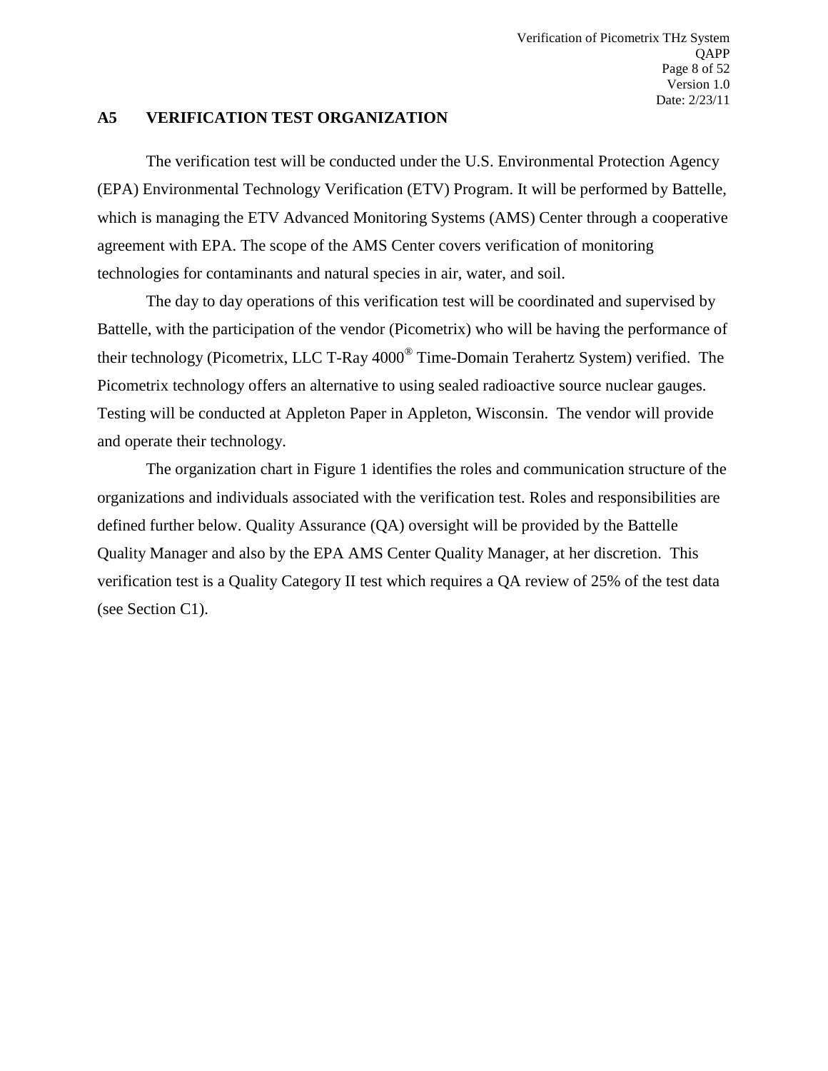## A5 VERIFICATION TEST ORGANIZATION

The verification test will be conducted under the U.S. Environmental Protection Agency (EPA) Environmental Technology Verification (ETV) Program. It will be performed by Battelle, which is managing the ETV Advanced Monitoring Systems (AMS) Center through a cooperative agreement with EPA. The scope of the AMS Center covers verification of monitoring technologies for contaminants and natural species in air, water, and soil.

The day to day operations of this verification test will be coordinated and supervised by Battelle, with the participation of the vendor (Picometrix) who will be having the performance of their technology (Picometrix, LLC T-Ray 4000® Time-Domain Terahertz System) verified. The Picometrix technology offers an alternative to using sealed radioactive source nuclear gauges. Testing will be conducted at Appleton Paper in Appleton, Wisconsin. The vendor will provide and operate their technology.

The organization chart in Figure 1 identifies the roles and communication structure of the organizations and individuals associated with the verification test. Roles and responsibilities are defined further below. Quality Assurance (QA) oversight will be provided by the Battelle Quality Manager and also by the EPA AMS Center Quality Manager, at her discretion. This verification test is a Quality Category II test which requires a QA review of 25% of the test data (see Section C1).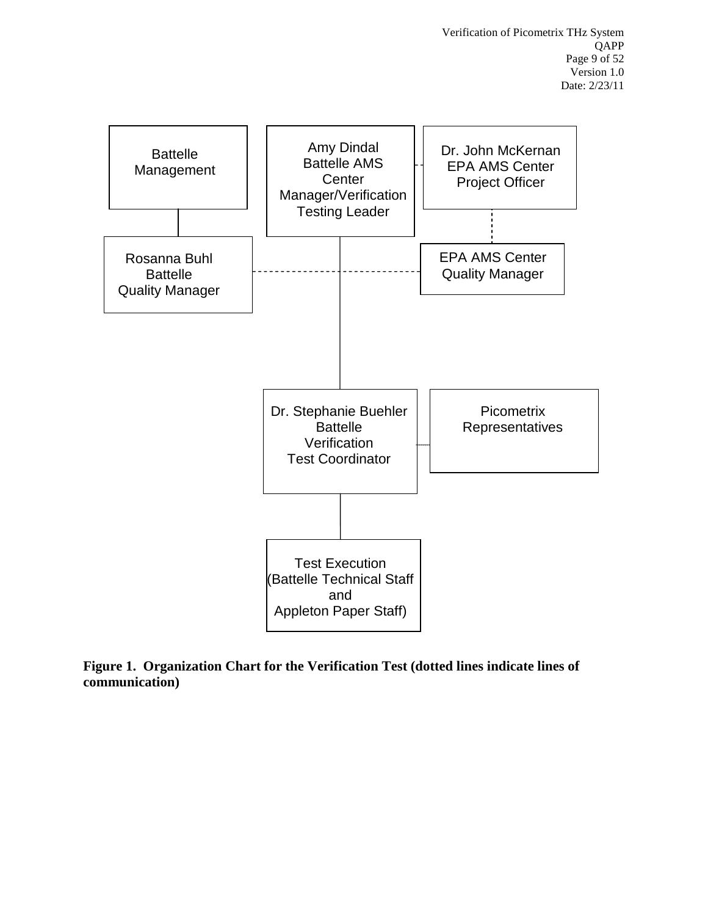Battelle Management

Amy Dindal
Battelle AMS Center Manager/Verification Testing Leader

Dr. John McKernan
EPA AMS Center Project Officer

Rosanna Buhl
Battelle
Quality Manager

EPA AMS Center Quality Manager

Dr. Stephanie Buehler
Battelle
Verification
Test Coordinator

Picometrix
Representatives

Test Execution
(Battelle Technical Staff and Appleton Paper Staff)

**Figure 1. Organization Chart for the Verification Test (dotted lines indicate lines of communication)**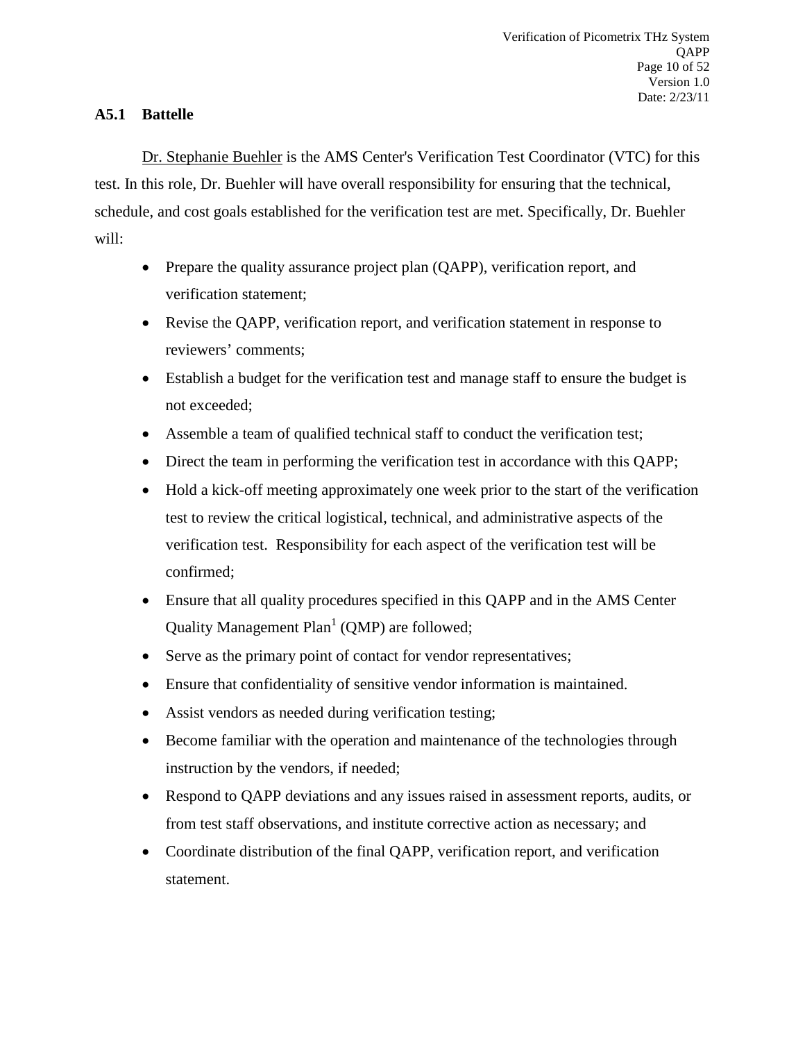### A5.1 Battelle

Dr. Stephanie Buehler is the AMS Center's Verification Test Coordinator (VTC) for this test. In this role, Dr. Buehler will have overall responsibility for ensuring that the technical, schedule, and cost goals established for the verification test are met. Specifically, Dr. Buehler will:

- Prepare the quality assurance project plan (QAPP), verification report, and verification statement;
- Revise the QAPP, verification report, and verification statement in response to reviewers' comments;
- Establish a budget for the verification test and manage staff to ensure the budget is not exceeded;
- Assemble a team of qualified technical staff to conduct the verification test;
- Direct the team in performing the verification test in accordance with this QAPP;
- Hold a kick-off meeting approximately one week prior to the start of the verification test to review the critical logistical, technical, and administrative aspects of the verification test. Responsibility for each aspect of the verification test will be confirmed;
- Ensure that all quality procedures specified in this QAPP and in the AMS Center Quality Management Plan[1] (QMP) are followed;
- Serve as the primary point of contact for vendor representatives;
- Ensure that confidentiality of sensitive vendor information is maintained.
- Assist vendors as needed during verification testing;
- Become familiar with the operation and maintenance of the technologies through instruction by the vendors, if needed;
- Respond to QAPP deviations and any issues raised in assessment reports, audits, or from test staff observations, and institute corrective action as necessary; and
- Coordinate distribution of the final QAPP, verification report, and verification statement.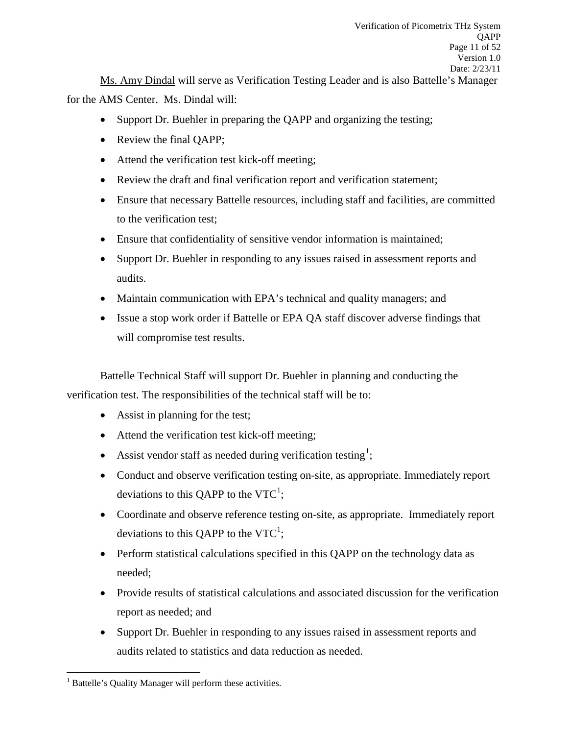Ms. Amy Dindal will serve as Verification Testing Leader and is also Battelle's Manager for the AMS Center. Ms. Dindal will:

- Support Dr. Buehler in preparing the QAPP and organizing the testing;
- Review the final QAPP;
- Attend the verification test kick-off meeting;
- Review the draft and final verification report and verification statement;
- Ensure that necessary Battelle resources, including staff and facilities, are committed to the verification test;
- Ensure that confidentiality of sensitive vendor information is maintained;
- Support Dr. Buehler in responding to any issues raised in assessment reports and audits.
- Maintain communication with EPA's technical and quality managers; and
- Issue a stop work order if Battelle or EPA QA staff discover adverse findings that will compromise test results.

Battelle Technical Staff will support Dr. Buehler in planning and conducting the verification test. The responsibilities of the technical staff will be to:

- Assist in planning for the test;
- Attend the verification test kick-off meeting;
- Assist vendor staff as needed during verification testing[1];
- Conduct and observe verification testing on-site, as appropriate. Immediately report deviations to this QAPP to the VTC[1];
- Coordinate and observe reference testing on-site, as appropriate. Immediately report deviations to this QAPP to the VTC[1];
- Perform statistical calculations specified in this QAPP on the technology data as needed;
- Provide results of statistical calculations and associated discussion for the verification report as needed; and
- Support Dr. Buehler in responding to any issues raised in assessment reports and audits related to statistics and data reduction as needed.

---

[1] Battelle's Quality Manager will perform these activities.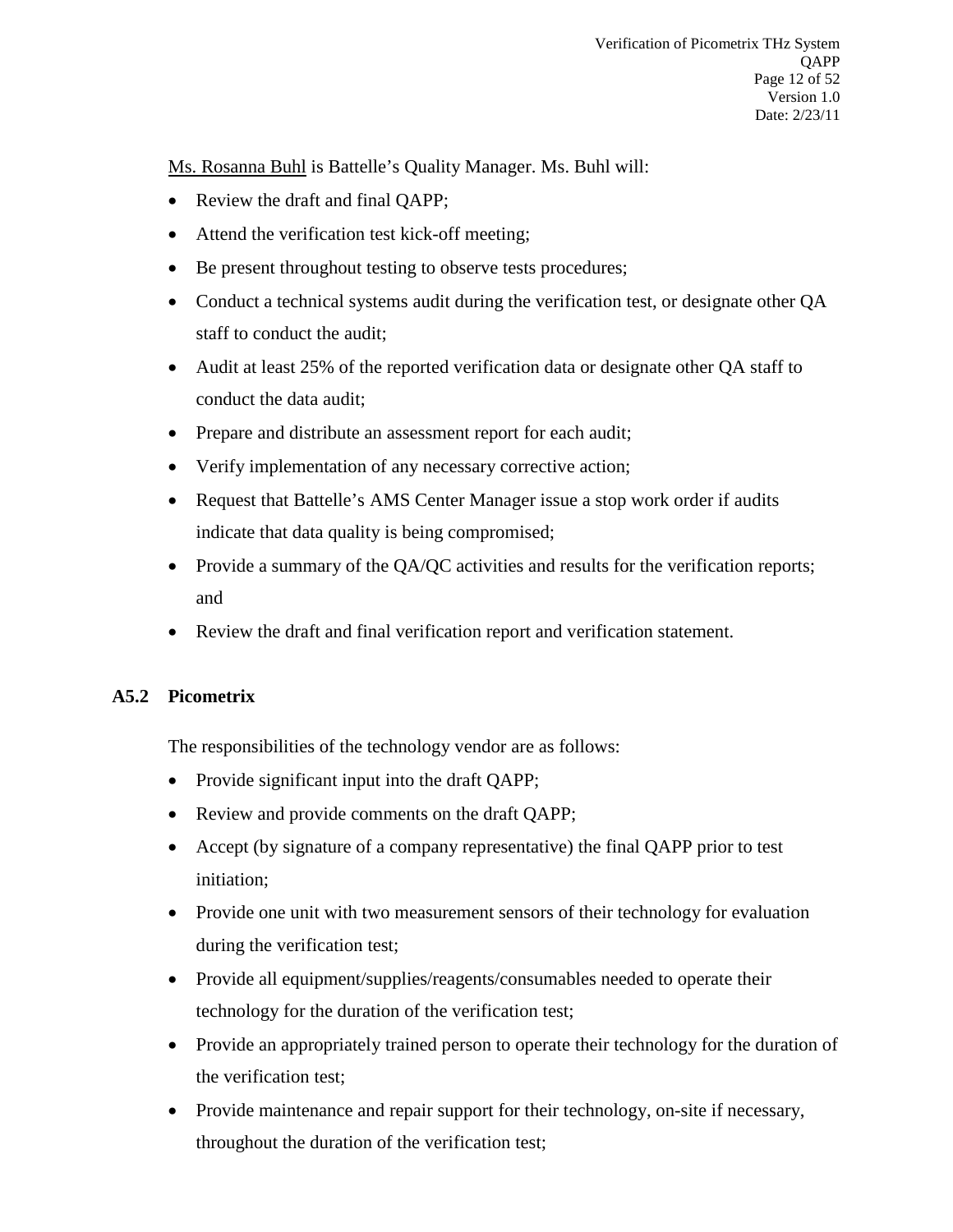Ms. Rosanna Buhl is Battelle's Quality Manager. Ms. Buhl will:

- Review the draft and final QAPP;
- Attend the verification test kick-off meeting;
- Be present throughout testing to observe tests procedures;
- Conduct a technical systems audit during the verification test, or designate other QA staff to conduct the audit;
- Audit at least 25% of the reported verification data or designate other QA staff to conduct the data audit;
- Prepare and distribute an assessment report for each audit;
- Verify implementation of any necessary corrective action;
- Request that Battelle's AMS Center Manager issue a stop work order if audits indicate that data quality is being compromised;
- Provide a summary of the QA/QC activities and results for the verification reports; and
- Review the draft and final verification report and verification statement.

### A5.2 Picometrix

The responsibilities of the technology vendor are as follows:

- Provide significant input into the draft QAPP;
- Review and provide comments on the draft QAPP;
- Accept (by signature of a company representative) the final QAPP prior to test initiation;
- Provide one unit with two measurement sensors of their technology for evaluation during the verification test;
- Provide all equipment/supplies/reagents/consumables needed to operate their technology for the duration of the verification test;
- Provide an appropriately trained person to operate their technology for the duration of the verification test;
- Provide maintenance and repair support for their technology, on-site if necessary, throughout the duration of the verification test;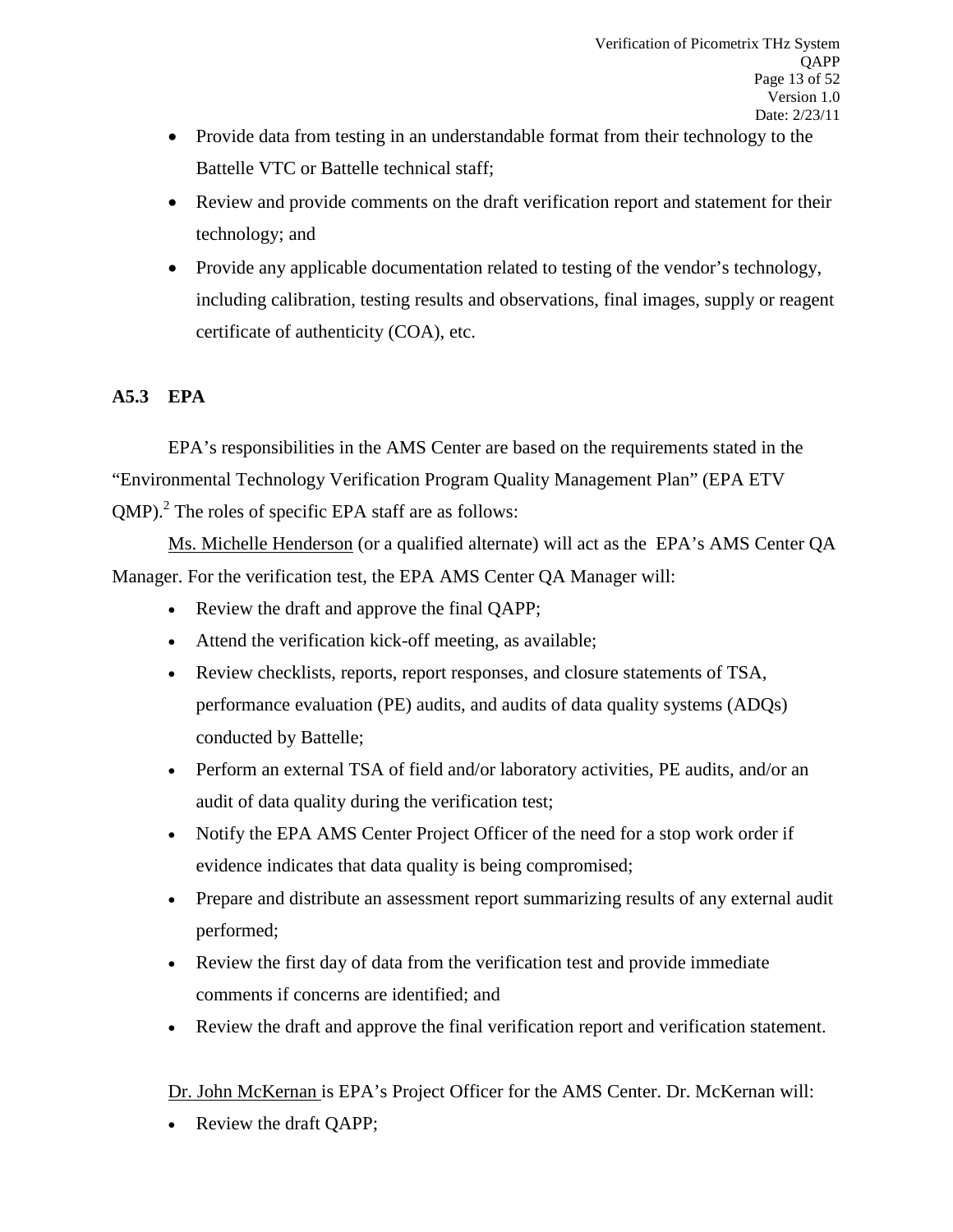- Provide data from testing in an understandable format from their technology to the Battelle VTC or Battelle technical staff;
- Review and provide comments on the draft verification report and statement for their technology; and
- Provide any applicable documentation related to testing of the vendor's technology, including calibration, testing results and observations, final images, supply or reagent certificate of authenticity (COA), etc.

### A5.3 EPA

EPA's responsibilities in the AMS Center are based on the requirements stated in the "Environmental Technology Verification Program Quality Management Plan" (EPA ETV QMP).[2] The roles of specific EPA staff are as follows:

Ms. Michelle Henderson (or a qualified alternate) will act as the EPA's AMS Center QA Manager. For the verification test, the EPA AMS Center QA Manager will:

- Review the draft and approve the final QAPP;
- Attend the verification kick-off meeting, as available;
- Review checklists, reports, report responses, and closure statements of TSA, performance evaluation (PE) audits, and audits of data quality systems (ADQs) conducted by Battelle;
- Perform an external TSA of field and/or laboratory activities, PE audits, and/or an audit of data quality during the verification test;
- Notify the EPA AMS Center Project Officer of the need for a stop work order if evidence indicates that data quality is being compromised;
- Prepare and distribute an assessment report summarizing results of any external audit performed;
- Review the first day of data from the verification test and provide immediate comments if concerns are identified; and
- Review the draft and approve the final verification report and verification statement.

Dr. John McKernan is EPA's Project Officer for the AMS Center. Dr. McKernan will:

- Review the draft QAPP;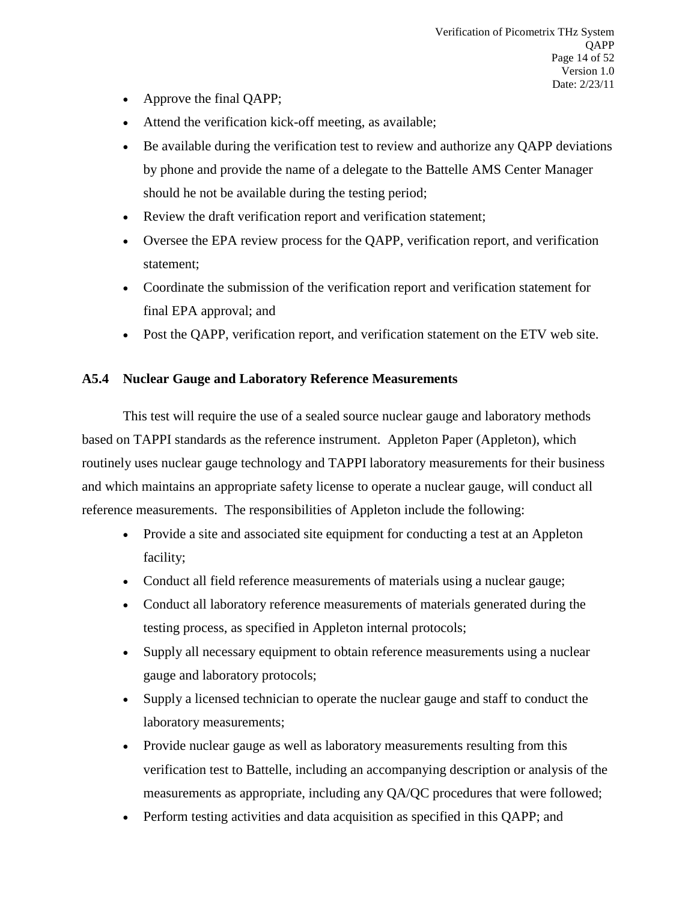- Approve the final QAPP;
- Attend the verification kick-off meeting, as available;
- Be available during the verification test to review and authorize any QAPP deviations by phone and provide the name of a delegate to the Battelle AMS Center Manager should he not be available during the testing period;
- Review the draft verification report and verification statement;
- Oversee the EPA review process for the QAPP, verification report, and verification statement;
- Coordinate the submission of the verification report and verification statement for final EPA approval; and
- Post the QAPP, verification report, and verification statement on the ETV web site.

### A5.4 Nuclear Gauge and Laboratory Reference Measurements

This test will require the use of a sealed source nuclear gauge and laboratory methods based on TAPPI standards as the reference instrument. Appleton Paper (Appleton), which routinely uses nuclear gauge technology and TAPPI laboratory measurements for their business and which maintains an appropriate safety license to operate a nuclear gauge, will conduct all reference measurements. The responsibilities of Appleton include the following:

- Provide a site and associated site equipment for conducting a test at an Appleton facility;
- Conduct all field reference measurements of materials using a nuclear gauge;
- Conduct all laboratory reference measurements of materials generated during the testing process, as specified in Appleton internal protocols;
- Supply all necessary equipment to obtain reference measurements using a nuclear gauge and laboratory protocols;
- Supply a licensed technician to operate the nuclear gauge and staff to conduct the laboratory measurements;
- Provide nuclear gauge as well as laboratory measurements resulting from this verification test to Battelle, including an accompanying description or analysis of the measurements as appropriate, including any QA/QC procedures that were followed;
- Perform testing activities and data acquisition as specified in this QAPP; and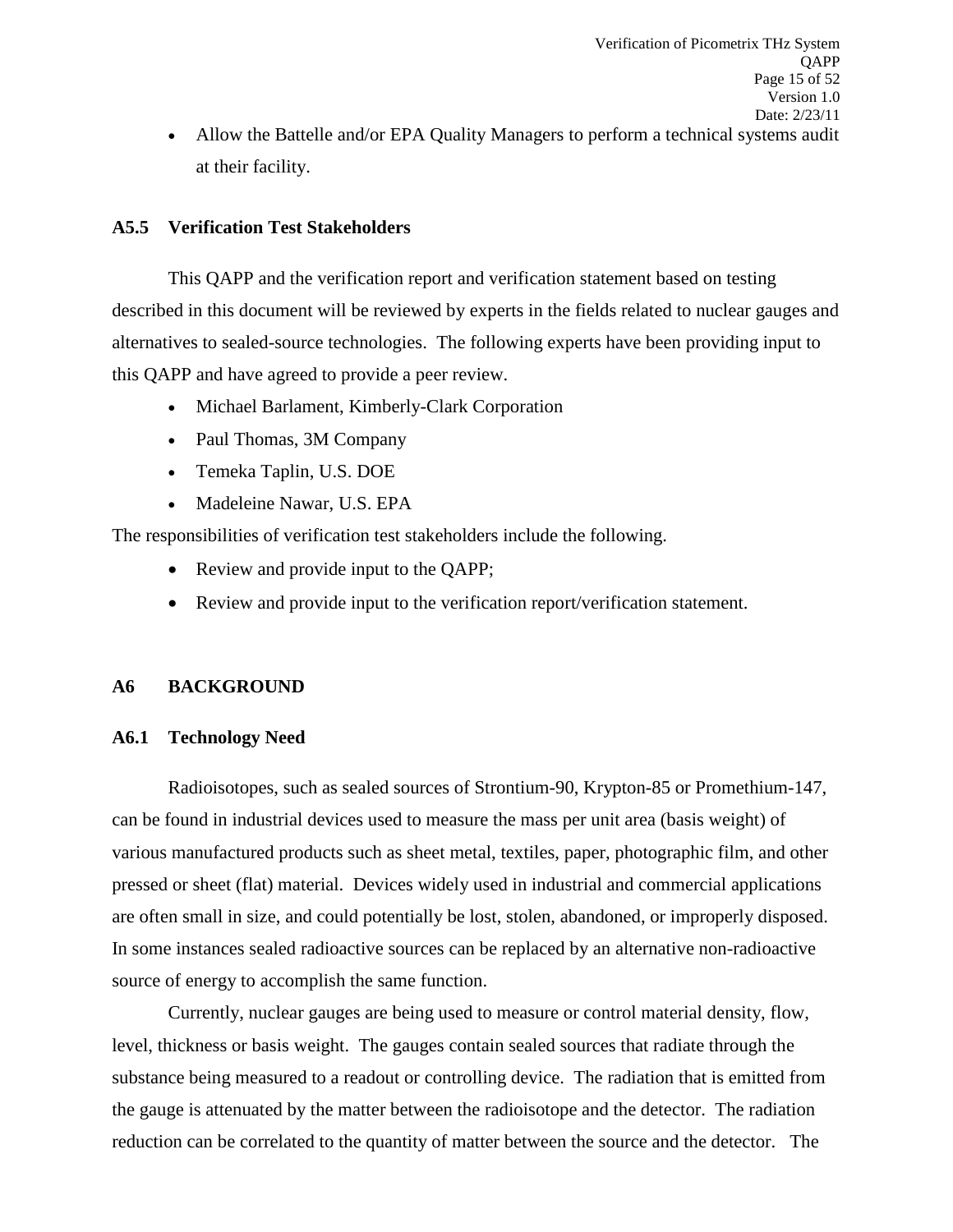- Allow the Battelle and/or EPA Quality Managers to perform a technical systems audit at their facility.

### A5.5 Verification Test Stakeholders

This QAPP and the verification report and verification statement based on testing described in this document will be reviewed by experts in the fields related to nuclear gauges and alternatives to sealed-source technologies. The following experts have been providing input to this QAPP and have agreed to provide a peer review.

- Michael Barlament, Kimberly-Clark Corporation
- Paul Thomas, 3M Company
- Temeka Taplin, U.S. DOE
- Madeleine Nawar, U.S. EPA

The responsibilities of verification test stakeholders include the following.

- Review and provide input to the QAPP;
- Review and provide input to the verification report/verification statement.

## A6 BACKGROUND

### A6.1 Technology Need

Radioisotopes, such as sealed sources of Strontium-90, Krypton-85 or Promethium-147, can be found in industrial devices used to measure the mass per unit area (basis weight) of various manufactured products such as sheet metal, textiles, paper, photographic film, and other pressed or sheet (flat) material. Devices widely used in industrial and commercial applications are often small in size, and could potentially be lost, stolen, abandoned, or improperly disposed. In some instances sealed radioactive sources can be replaced by an alternative non-radioactive source of energy to accomplish the same function.

Currently, nuclear gauges are being used to measure or control material density, flow, level, thickness or basis weight. The gauges contain sealed sources that radiate through the substance being measured to a readout or controlling device. The radiation that is emitted from the gauge is attenuated by the matter between the radioisotope and the detector. The radiation reduction can be correlated to the quantity of matter between the source and the detector. The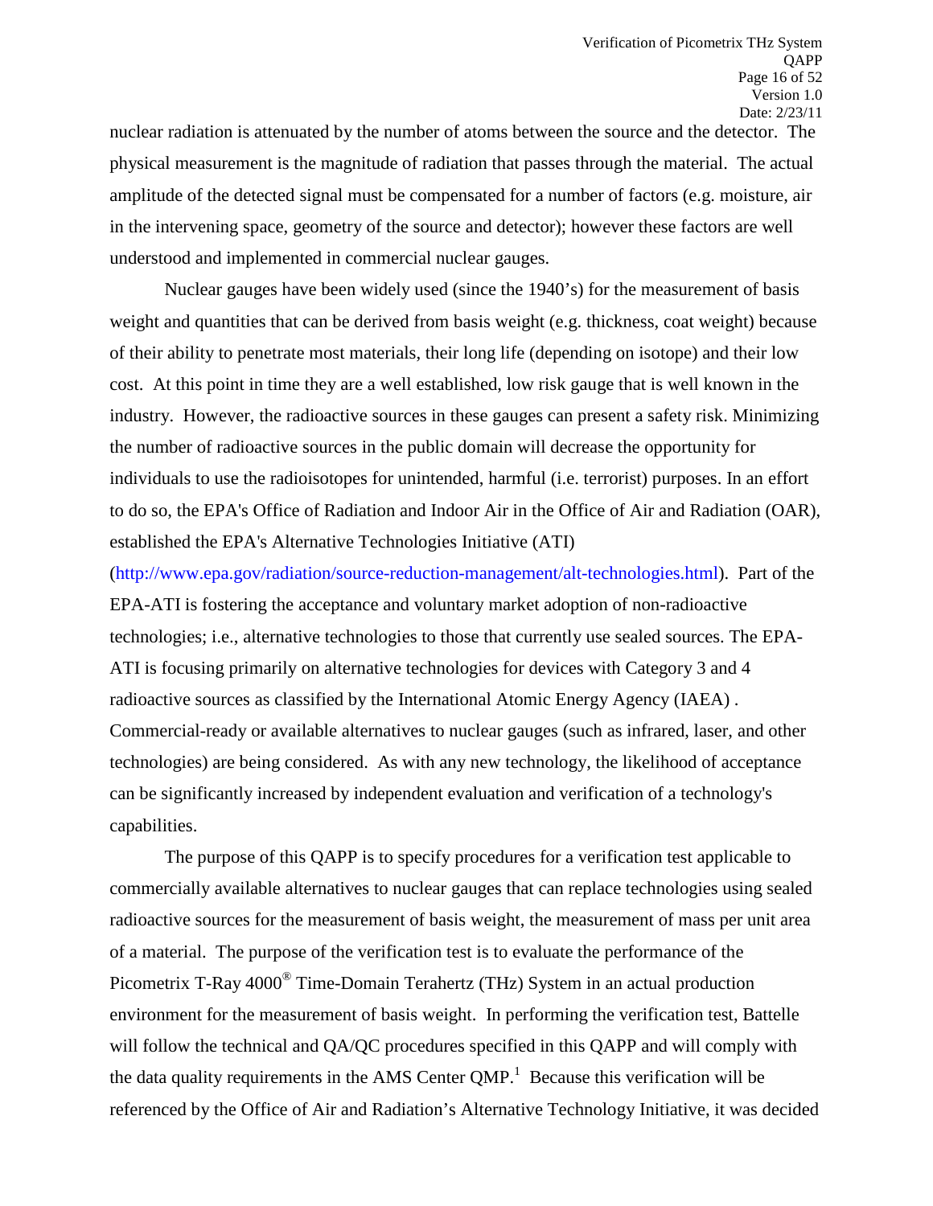nuclear radiation is attenuated by the number of atoms between the source and the detector. The physical measurement is the magnitude of radiation that passes through the material. The actual amplitude of the detected signal must be compensated for a number of factors (e.g. moisture, air in the intervening space, geometry of the source and detector); however these factors are well understood and implemented in commercial nuclear gauges.

Nuclear gauges have been widely used (since the 1940's) for the measurement of basis weight and quantities that can be derived from basis weight (e.g. thickness, coat weight) because of their ability to penetrate most materials, their long life (depending on isotope) and their low cost. At this point in time they are a well established, low risk gauge that is well known in the industry. However, the radioactive sources in these gauges can present a safety risk. Minimizing the number of radioactive sources in the public domain will decrease the opportunity for individuals to use the radioisotopes for unintended, harmful (i.e. terrorist) purposes. In an effort to do so, the EPA's Office of Radiation and Indoor Air in the Office of Air and Radiation (OAR), established the EPA's Alternative Technologies Initiative (ATI) (http://www.epa.gov/radiation/source-reduction-management/alt-technologies.html). Part of the EPA-ATI is fostering the acceptance and voluntary market adoption of non-radioactive technologies; i.e., alternative technologies to those that currently use sealed sources. The EPA-ATI is focusing primarily on alternative technologies for devices with Category 3 and 4 radioactive sources as classified by the International Atomic Energy Agency (IAEA) . Commercial-ready or available alternatives to nuclear gauges (such as infrared, laser, and other technologies) are being considered. As with any new technology, the likelihood of acceptance can be significantly increased by independent evaluation and verification of a technology's capabilities.

The purpose of this QAPP is to specify procedures for a verification test applicable to commercially available alternatives to nuclear gauges that can replace technologies using sealed radioactive sources for the measurement of basis weight, the measurement of mass per unit area of a material. The purpose of the verification test is to evaluate the performance of the Picometrix T-Ray 4000® Time-Domain Terahertz (THz) System in an actual production environment for the measurement of basis weight. In performing the verification test, Battelle will follow the technical and QA/QC procedures specified in this QAPP and will comply with the data quality requirements in the AMS Center QMP.[1] Because this verification will be referenced by the Office of Air and Radiation's Alternative Technology Initiative, it was decided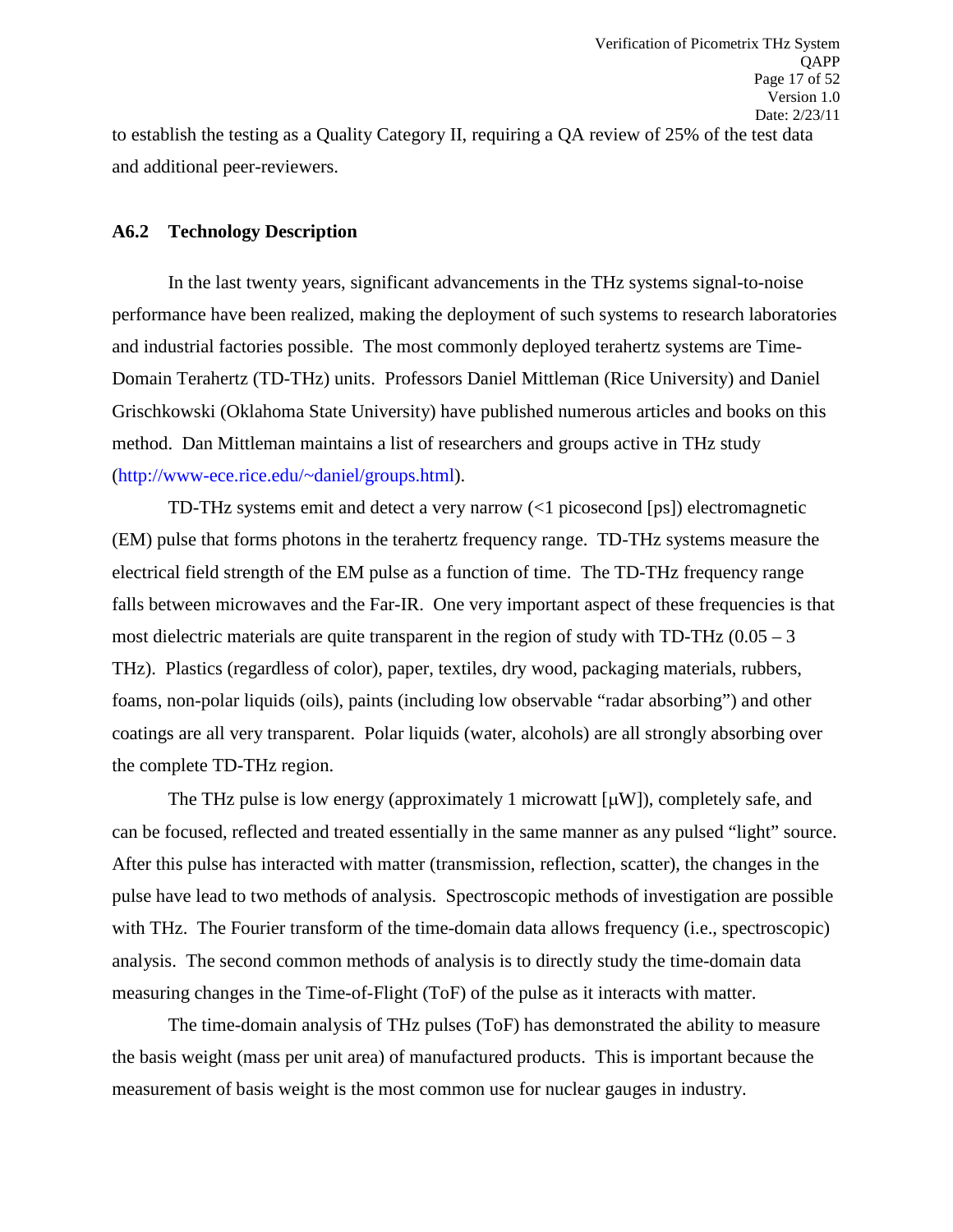to establish the testing as a Quality Category II, requiring a QA review of 25% of the test data and additional peer-reviewers.

### A6.2 Technology Description

In the last twenty years, significant advancements in the THz systems signal-to-noise performance have been realized, making the deployment of such systems to research laboratories and industrial factories possible. The most commonly deployed terahertz systems are Time-Domain Terahertz (TD-THz) units. Professors Daniel Mittleman (Rice University) and Daniel Grischkowski (Oklahoma State University) have published numerous articles and books on this method. Dan Mittleman maintains a list of researchers and groups active in THz study (http://www-ece.rice.edu/~daniel/groups.html).

TD-THz systems emit and detect a very narrow (<1 picosecond [ps]) electromagnetic (EM) pulse that forms photons in the terahertz frequency range. TD-THz systems measure the electrical field strength of the EM pulse as a function of time. The TD-THz frequency range falls between microwaves and the Far-IR. One very important aspect of these frequencies is that most dielectric materials are quite transparent in the region of study with TD-THz (0.05 – 3 THz). Plastics (regardless of color), paper, textiles, dry wood, packaging materials, rubbers, foams, non-polar liquids (oils), paints (including low observable "radar absorbing") and other coatings are all very transparent. Polar liquids (water, alcohols) are all strongly absorbing over the complete TD-THz region.

The THz pulse is low energy (approximately 1 microwatt [μW]), completely safe, and can be focused, reflected and treated essentially in the same manner as any pulsed "light" source. After this pulse has interacted with matter (transmission, reflection, scatter), the changes in the pulse have lead to two methods of analysis. Spectroscopic methods of investigation are possible with THz. The Fourier transform of the time-domain data allows frequency (i.e., spectroscopic) analysis. The second common methods of analysis is to directly study the time-domain data measuring changes in the Time-of-Flight (ToF) of the pulse as it interacts with matter.

The time-domain analysis of THz pulses (ToF) has demonstrated the ability to measure the basis weight (mass per unit area) of manufactured products. This is important because the measurement of basis weight is the most common use for nuclear gauges in industry.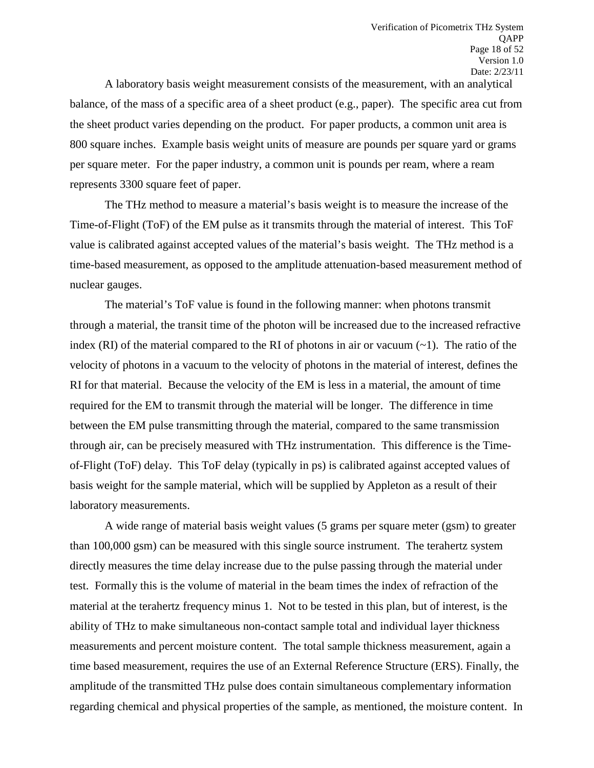A laboratory basis weight measurement consists of the measurement, with an analytical balance, of the mass of a specific area of a sheet product (e.g., paper). The specific area cut from the sheet product varies depending on the product. For paper products, a common unit area is 800 square inches. Example basis weight units of measure are pounds per square yard or grams per square meter. For the paper industry, a common unit is pounds per ream, where a ream represents 3300 square feet of paper.

The THz method to measure a material's basis weight is to measure the increase of the Time-of-Flight (ToF) of the EM pulse as it transmits through the material of interest. This ToF value is calibrated against accepted values of the material's basis weight. The THz method is a time-based measurement, as opposed to the amplitude attenuation-based measurement method of nuclear gauges.

The material's ToF value is found in the following manner: when photons transmit through a material, the transit time of the photon will be increased due to the increased refractive index (RI) of the material compared to the RI of photons in air or vacuum (~1). The ratio of the velocity of photons in a vacuum to the velocity of photons in the material of interest, defines the RI for that material. Because the velocity of the EM is less in a material, the amount of time required for the EM to transmit through the material will be longer. The difference in time between the EM pulse transmitting through the material, compared to the same transmission through air, can be precisely measured with THz instrumentation. This difference is the Time-of-Flight (ToF) delay. This ToF delay (typically in ps) is calibrated against accepted values of basis weight for the sample material, which will be supplied by Appleton as a result of their laboratory measurements.

A wide range of material basis weight values (5 grams per square meter (gsm) to greater than 100,000 gsm) can be measured with this single source instrument. The terahertz system directly measures the time delay increase due to the pulse passing through the material under test. Formally this is the volume of material in the beam times the index of refraction of the material at the terahertz frequency minus 1. Not to be tested in this plan, but of interest, is the ability of THz to make simultaneous non-contact sample total and individual layer thickness measurements and percent moisture content. The total sample thickness measurement, again a time based measurement, requires the use of an External Reference Structure (ERS). Finally, the amplitude of the transmitted THz pulse does contain simultaneous complementary information regarding chemical and physical properties of the sample, as mentioned, the moisture content. In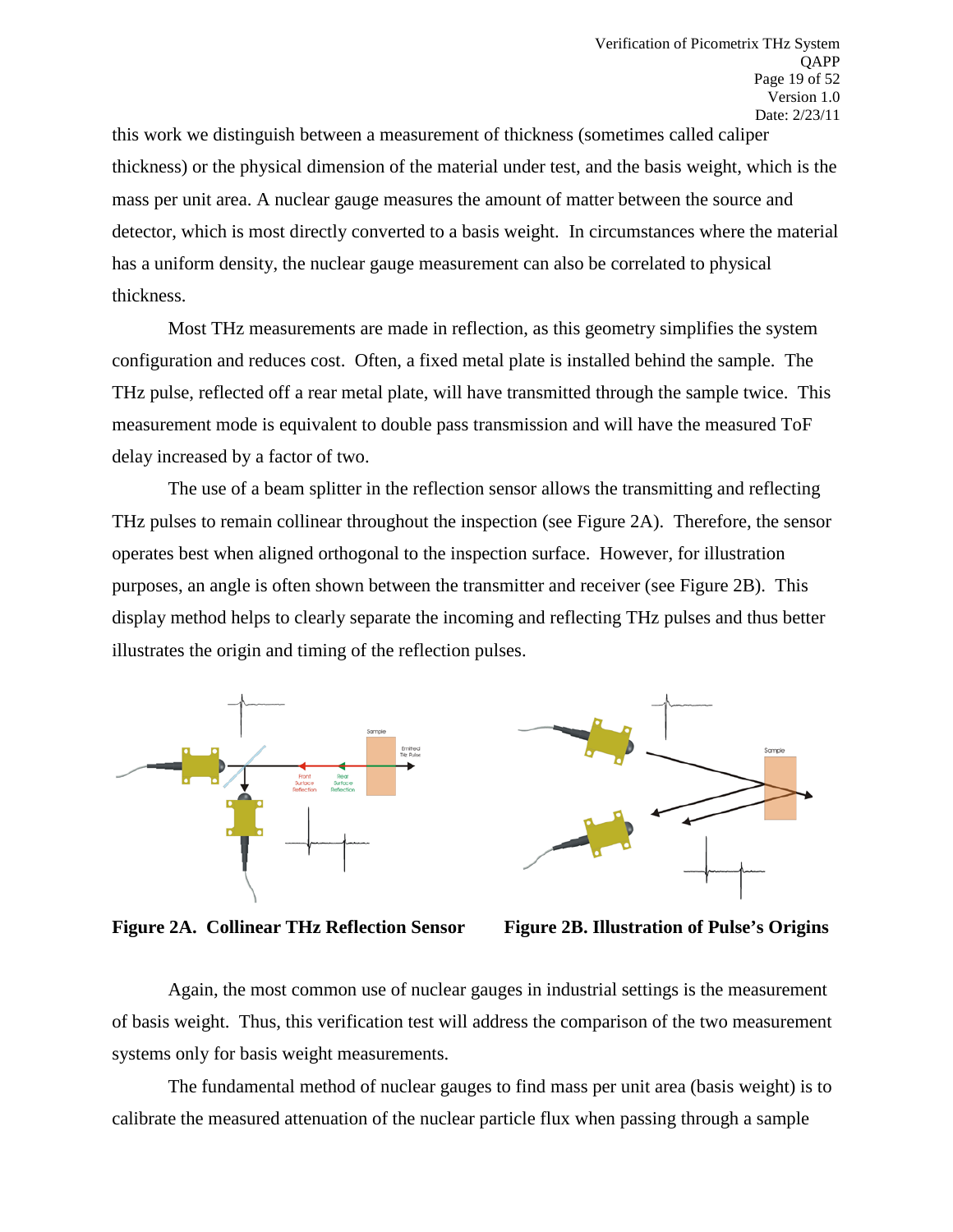this work we distinguish between a measurement of thickness (sometimes called caliper thickness) or the physical dimension of the material under test, and the basis weight, which is the mass per unit area. A nuclear gauge measures the amount of matter between the source and detector, which is most directly converted to a basis weight. In circumstances where the material has a uniform density, the nuclear gauge measurement can also be correlated to physical thickness.

Most THz measurements are made in reflection, as this geometry simplifies the system configuration and reduces cost. Often, a fixed metal plate is installed behind the sample. The THz pulse, reflected off a rear metal plate, will have transmitted through the sample twice. This measurement mode is equivalent to double pass transmission and will have the measured ToF delay increased by a factor of two.

The use of a beam splitter in the reflection sensor allows the transmitting and reflecting THz pulses to remain collinear throughout the inspection (see Figure 2A). Therefore, the sensor operates best when aligned orthogonal to the inspection surface. However, for illustration purposes, an angle is often shown between the transmitter and receiver (see Figure 2B). This display method helps to clearly separate the incoming and reflecting THz pulses and thus better illustrates the origin and timing of the reflection pulses.

**Figure 2A. Collinear THz Reflection Sensor**

**Figure 2B. Illustration of Pulse's Origins**

Again, the most common use of nuclear gauges in industrial settings is the measurement of basis weight. Thus, this verification test will address the comparison of the two measurement systems only for basis weight measurements.

The fundamental method of nuclear gauges to find mass per unit area (basis weight) is to calibrate the measured attenuation of the nuclear particle flux when passing through a sample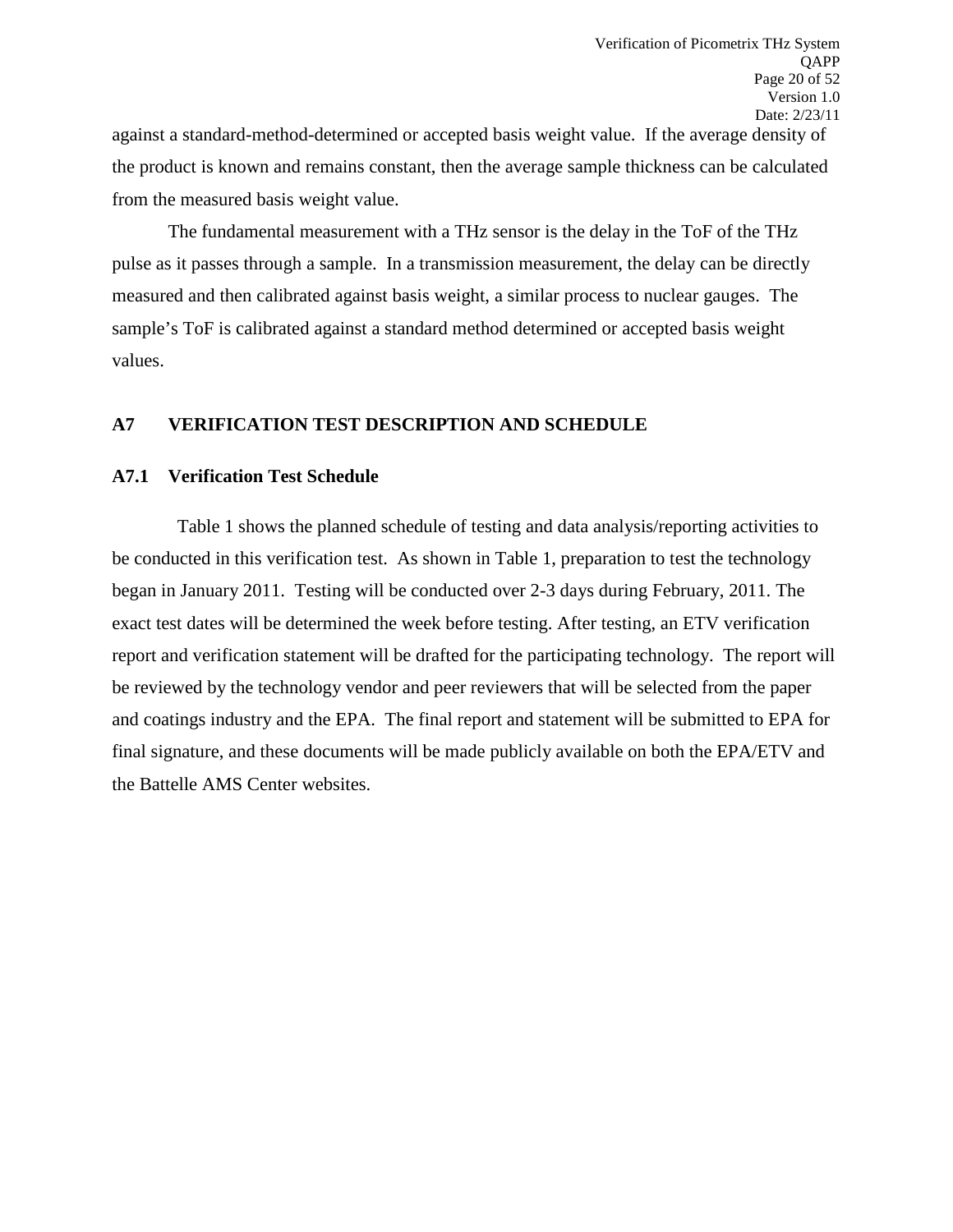against a standard-method-determined or accepted basis weight value. If the average density of the product is known and remains constant, then the average sample thickness can be calculated from the measured basis weight value.

The fundamental measurement with a THz sensor is the delay in the ToF of the THz pulse as it passes through a sample. In a transmission measurement, the delay can be directly measured and then calibrated against basis weight, a similar process to nuclear gauges. The sample's ToF is calibrated against a standard method determined or accepted basis weight values.

## A7 VERIFICATION TEST DESCRIPTION AND SCHEDULE

### A7.1 Verification Test Schedule

Table 1 shows the planned schedule of testing and data analysis/reporting activities to be conducted in this verification test. As shown in Table 1, preparation to test the technology began in January 2011. Testing will be conducted over 2-3 days during February, 2011. The exact test dates will be determined the week before testing. After testing, an ETV verification report and verification statement will be drafted for the participating technology. The report will be reviewed by the technology vendor and peer reviewers that will be selected from the paper and coatings industry and the EPA. The final report and statement will be submitted to EPA for final signature, and these documents will be made publicly available on both the EPA/ETV and the Battelle AMS Center websites.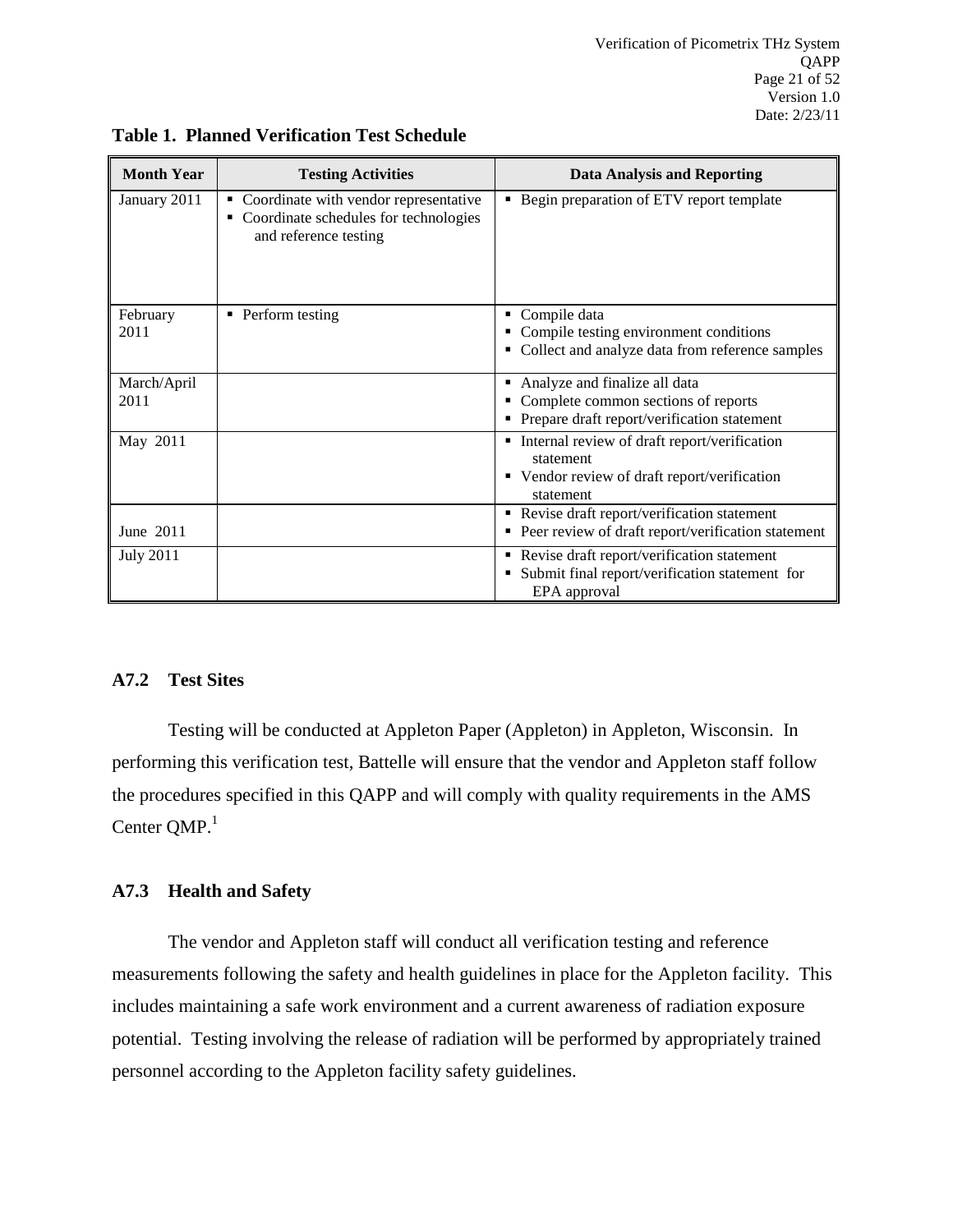**Table 1. Planned Verification Test Schedule**

| Month Year | Testing Activities | Data Analysis and Reporting |
| --- | --- | --- |
| January 2011 | ▪ Coordinate with vendor representative<br>▪ Coordinate schedules for technologies and reference testing | ▪ Begin preparation of ETV report template |
| February 2011 | ▪ Perform testing | ▪ Compile data<br>▪ Compile testing environment conditions<br>▪ Collect and analyze data from reference samples |
| March/April 2011 | | ▪ Analyze and finalize all data<br>▪ Complete common sections of reports<br>▪ Prepare draft report/verification statement |
| May 2011 | | ▪ Internal review of draft report/verification statement<br>▪ Vendor review of draft report/verification statement |
| June 2011 | | ▪ Revise draft report/verification statement<br>▪ Peer review of draft report/verification statement |
| July 2011 | | ▪ Revise draft report/verification statement<br>▪ Submit final report/verification statement for EPA approval |

### A7.2 Test Sites

Testing will be conducted at Appleton Paper (Appleton) in Appleton, Wisconsin. In performing this verification test, Battelle will ensure that the vendor and Appleton staff follow the procedures specified in this QAPP and will comply with quality requirements in the AMS Center QMP.[1]

### A7.3 Health and Safety

The vendor and Appleton staff will conduct all verification testing and reference measurements following the safety and health guidelines in place for the Appleton facility. This includes maintaining a safe work environment and a current awareness of radiation exposure potential. Testing involving the release of radiation will be performed by appropriately trained personnel according to the Appleton facility safety guidelines.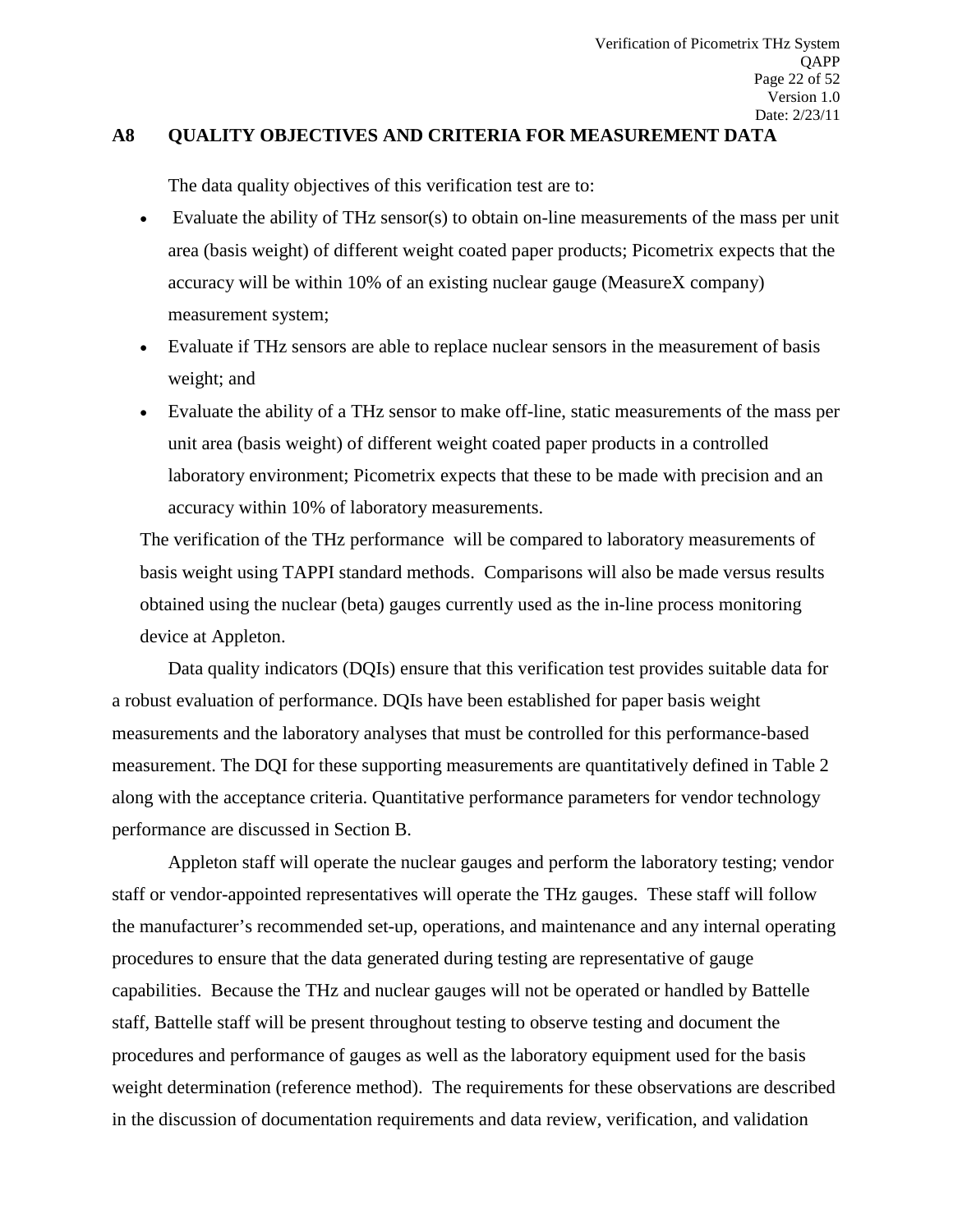## A8 QUALITY OBJECTIVES AND CRITERIA FOR MEASUREMENT DATA

The data quality objectives of this verification test are to:

- Evaluate the ability of THz sensor(s) to obtain on-line measurements of the mass per unit area (basis weight) of different weight coated paper products; Picometrix expects that the accuracy will be within 10% of an existing nuclear gauge (MeasureX company) measurement system;
- Evaluate if THz sensors are able to replace nuclear sensors in the measurement of basis weight; and
- Evaluate the ability of a THz sensor to make off-line, static measurements of the mass per unit area (basis weight) of different weight coated paper products in a controlled laboratory environment; Picometrix expects that these to be made with precision and an accuracy within 10% of laboratory measurements.

The verification of the THz performance will be compared to laboratory measurements of basis weight using TAPPI standard methods. Comparisons will also be made versus results obtained using the nuclear (beta) gauges currently used as the in-line process monitoring device at Appleton.

Data quality indicators (DQIs) ensure that this verification test provides suitable data for a robust evaluation of performance. DQIs have been established for paper basis weight measurements and the laboratory analyses that must be controlled for this performance-based measurement. The DQI for these supporting measurements are quantitatively defined in Table 2 along with the acceptance criteria. Quantitative performance parameters for vendor technology performance are discussed in Section B.

Appleton staff will operate the nuclear gauges and perform the laboratory testing; vendor staff or vendor-appointed representatives will operate the THz gauges. These staff will follow the manufacturer's recommended set-up, operations, and maintenance and any internal operating procedures to ensure that the data generated during testing are representative of gauge capabilities. Because the THz and nuclear gauges will not be operated or handled by Battelle staff, Battelle staff will be present throughout testing to observe testing and document the procedures and performance of gauges as well as the laboratory equipment used for the basis weight determination (reference method). The requirements for these observations are described in the discussion of documentation requirements and data review, verification, and validation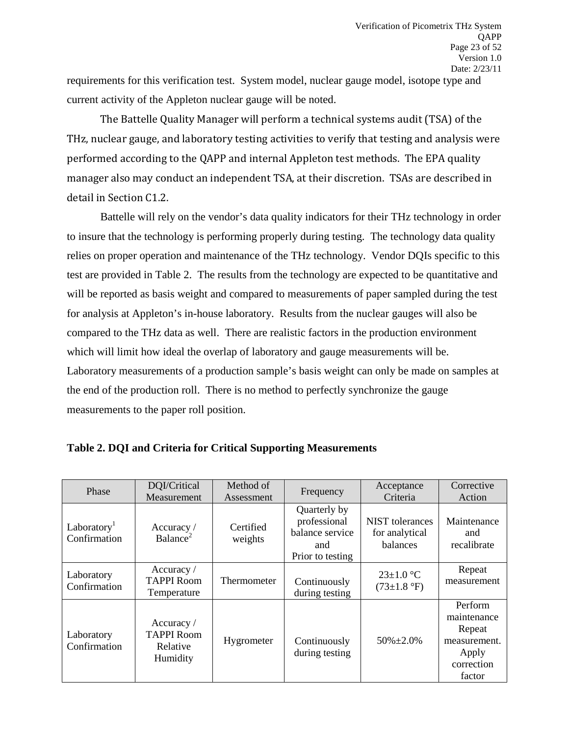requirements for this verification test. System model, nuclear gauge model, isotope type and current activity of the Appleton nuclear gauge will be noted.

The Battelle Quality Manager will perform a technical systems audit (TSA) of the THz, nuclear gauge, and laboratory testing activities to verify that testing and analysis were performed according to the QAPP and internal Appleton test methods. The EPA quality manager also may conduct an independent TSA, at their discretion. TSAs are described in detail in Section C1.2.

Battelle will rely on the vendor's data quality indicators for their THz technology in order to insure that the technology is performing properly during testing. The technology data quality relies on proper operation and maintenance of the THz technology. Vendor DQIs specific to this test are provided in Table 2. The results from the technology are expected to be quantitative and will be reported as basis weight and compared to measurements of paper sampled during the test for analysis at Appleton's in-house laboratory. Results from the nuclear gauges will also be compared to the THz data as well. There are realistic factors in the production environment which will limit how ideal the overlap of laboratory and gauge measurements will be. Laboratory measurements of a production sample's basis weight can only be made on samples at the end of the production roll. There is no method to perfectly synchronize the gauge measurements to the paper roll position.

**Table 2. DQI and Criteria for Critical Supporting Measurements**

| Phase | DQI/Critical Measurement | Method of Assessment | Frequency | Acceptance Criteria | Corrective Action |
|---|---|---|---|---|---|
| Laboratory[1] Confirmation | Accuracy / Balance[2] | Certified weights | Quarterly by professional balance service and Prior to testing | NIST tolerances for analytical balances | Maintenance and recalibrate |
| Laboratory Confirmation | Accuracy / TAPPI Room Temperature | Thermometer | Continuously during testing | 23±1.0 °C (73±1.8 °F) | Repeat measurement |
| Laboratory Confirmation | Accuracy / TAPPI Room Relative Humidity | Hygrometer | Continuously during testing | 50%±2.0% | Perform maintenance Repeat measurement. Apply correction factor |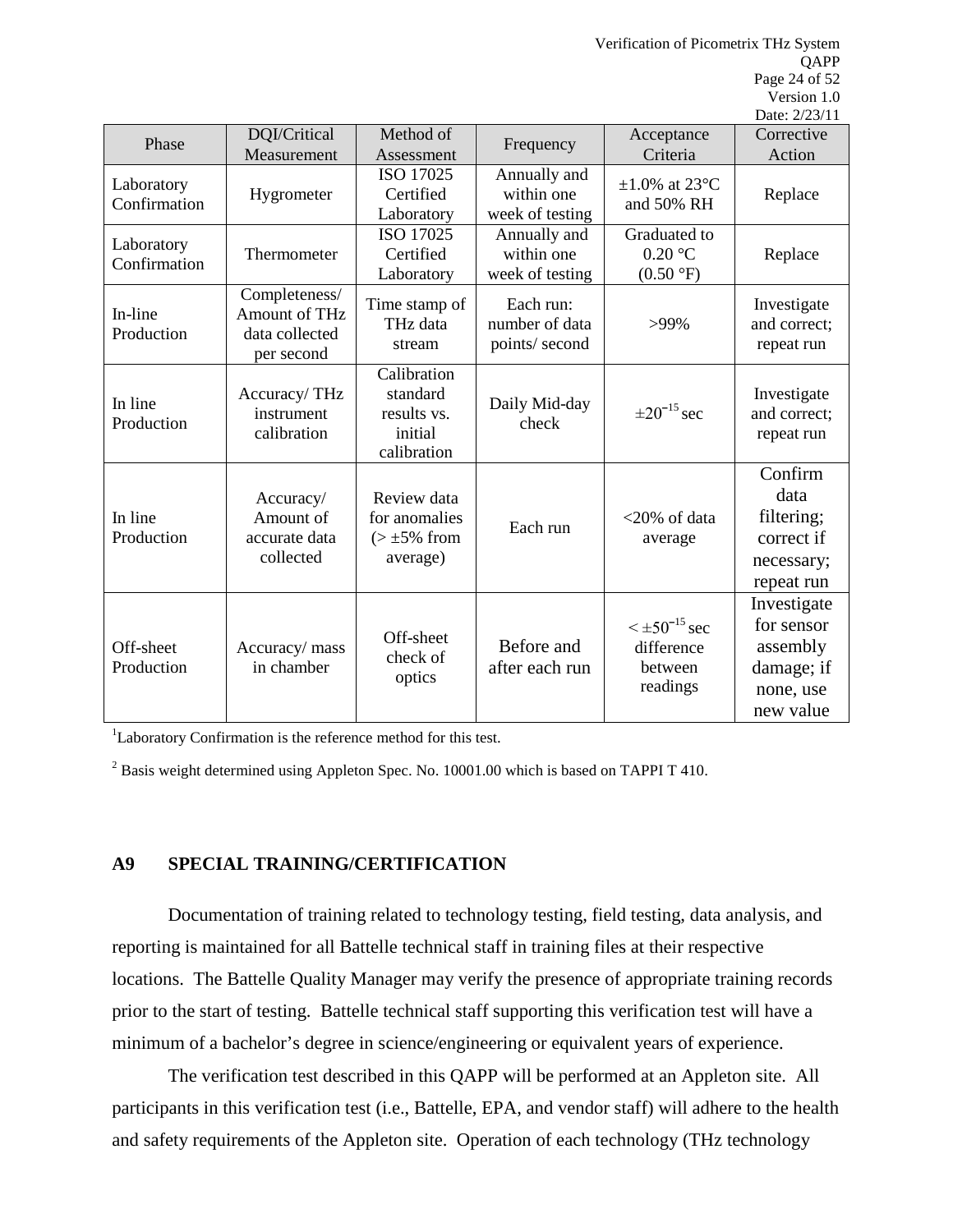| Phase | DQI/Critical Measurement | Method of Assessment | Frequency | Acceptance Criteria | Corrective Action |
|---|---|---|---|---|---|
| Laboratory Confirmation | Hygrometer | ISO 17025 Certified Laboratory | Annually and within one week of testing | ±1.0% at 23°C and 50% RH | Replace |
| Laboratory Confirmation | Thermometer | ISO 17025 Certified Laboratory | Annually and within one week of testing | Graduated to 0.20 °C (0.50 °F) | Replace |
| In-line Production | Completeness/ Amount of THz data collected per second | Time stamp of THz data stream | Each run: number of data points/ second | >99% | Investigate and correct; repeat run |
| In line Production | Accuracy/ THz instrument calibration | Calibration standard results vs. initial calibration | Daily Mid-day check | $\pm 20^{-15}$ sec | Investigate and correct; repeat run |
| In line Production | Accuracy/ Amount of accurate data collected | Review data for anomalies (> ±5% from average) | Each run | <20% of data average | Confirm data filtering; correct if necessary; repeat run |
| Off-sheet Production | Accuracy/ mass in chamber | Off-sheet check of optics | Before and after each run | $< \pm 50^{-15}$ sec difference between readings | Investigate for sensor assembly damage; if none, use new value |

[1]Laboratory Confirmation is the reference method for this test.

[2] Basis weight determined using Appleton Spec. No. 10001.00 which is based on TAPPI T 410.

## A9 SPECIAL TRAINING/CERTIFICATION

Documentation of training related to technology testing, field testing, data analysis, and reporting is maintained for all Battelle technical staff in training files at their respective locations. The Battelle Quality Manager may verify the presence of appropriate training records prior to the start of testing. Battelle technical staff supporting this verification test will have a minimum of a bachelor's degree in science/engineering or equivalent years of experience.

The verification test described in this QAPP will be performed at an Appleton site. All participants in this verification test (i.e., Battelle, EPA, and vendor staff) will adhere to the health and safety requirements of the Appleton site. Operation of each technology (THz technology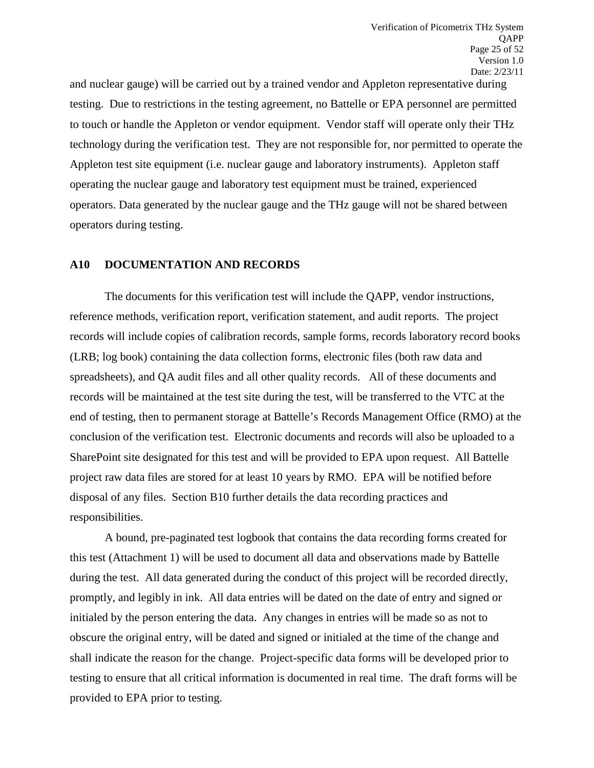and nuclear gauge) will be carried out by a trained vendor and Appleton representative during testing. Due to restrictions in the testing agreement, no Battelle or EPA personnel are permitted to touch or handle the Appleton or vendor equipment. Vendor staff will operate only their THz technology during the verification test. They are not responsible for, nor permitted to operate the Appleton test site equipment (i.e. nuclear gauge and laboratory instruments). Appleton staff operating the nuclear gauge and laboratory test equipment must be trained, experienced operators. Data generated by the nuclear gauge and the THz gauge will not be shared between operators during testing.

## A10 DOCUMENTATION AND RECORDS

The documents for this verification test will include the QAPP, vendor instructions, reference methods, verification report, verification statement, and audit reports. The project records will include copies of calibration records, sample forms, records laboratory record books (LRB; log book) containing the data collection forms, electronic files (both raw data and spreadsheets), and QA audit files and all other quality records. All of these documents and records will be maintained at the test site during the test, will be transferred to the VTC at the end of testing, then to permanent storage at Battelle's Records Management Office (RMO) at the conclusion of the verification test. Electronic documents and records will also be uploaded to a SharePoint site designated for this test and will be provided to EPA upon request. All Battelle project raw data files are stored for at least 10 years by RMO. EPA will be notified before disposal of any files. Section B10 further details the data recording practices and responsibilities.

A bound, pre-paginated test logbook that contains the data recording forms created for this test (Attachment 1) will be used to document all data and observations made by Battelle during the test. All data generated during the conduct of this project will be recorded directly, promptly, and legibly in ink. All data entries will be dated on the date of entry and signed or initialed by the person entering the data. Any changes in entries will be made so as not to obscure the original entry, will be dated and signed or initialed at the time of the change and shall indicate the reason for the change. Project-specific data forms will be developed prior to testing to ensure that all critical information is documented in real time. The draft forms will be provided to EPA prior to testing.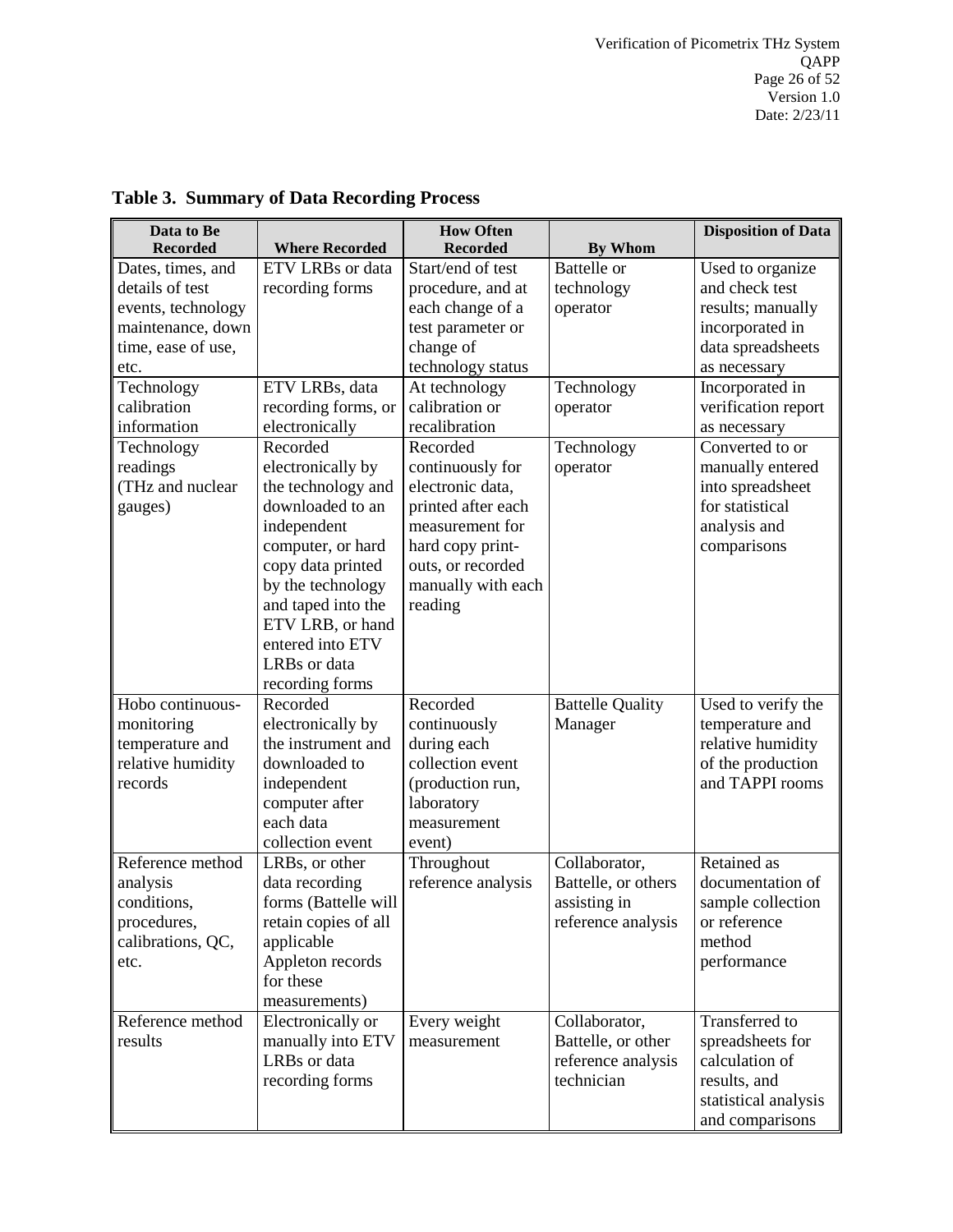**Table 3. Summary of Data Recording Process**

| Data to Be Recorded | Where Recorded | How Often Recorded | By Whom | Disposition of Data |
|---|---|---|---|---|
| Dates, times, and details of test events, technology maintenance, down time, ease of use, etc. | ETV LRBs or data recording forms | Start/end of test procedure, and at each change of a test parameter or change of technology status | Battelle or technology operator | Used to organize and check test results; manually incorporated in data spreadsheets as necessary |
| Technology calibration information | ETV LRBs, data recording forms, or electronically | At technology calibration or recalibration | Technology operator | Incorporated in verification report as necessary |
| Technology readings (THz and nuclear gauges) | Recorded electronically by the technology and downloaded to an independent computer, or hard copy data printed by the technology and taped into the ETV LRB, or hand entered into ETV LRBs or data recording forms | Recorded continuously for electronic data, printed after each measurement for hard copy print-outs, or recorded manually with each reading | Technology operator | Converted to or manually entered into spreadsheet for statistical analysis and comparisons |
| Hobo continuous-monitoring temperature and relative humidity records | Recorded electronically by the instrument and downloaded to independent computer after each data collection event | Recorded continuously during each collection event (production run, laboratory measurement event) | Battelle Quality Manager | Used to verify the temperature and relative humidity of the production and TAPPI rooms |
| Reference method analysis conditions, procedures, calibrations, QC, etc. | LRBs, or other data recording forms (Battelle will retain copies of all applicable Appleton records for these measurements) | Throughout reference analysis | Collaborator, Battelle, or others assisting in reference analysis | Retained as documentation of sample collection or reference method performance |
| Reference method results | Electronically or manually into ETV LRBs or data recording forms | Every weight measurement | Collaborator, Battelle, or other reference analysis technician | Transferred to spreadsheets for calculation of results, and statistical analysis and comparisons |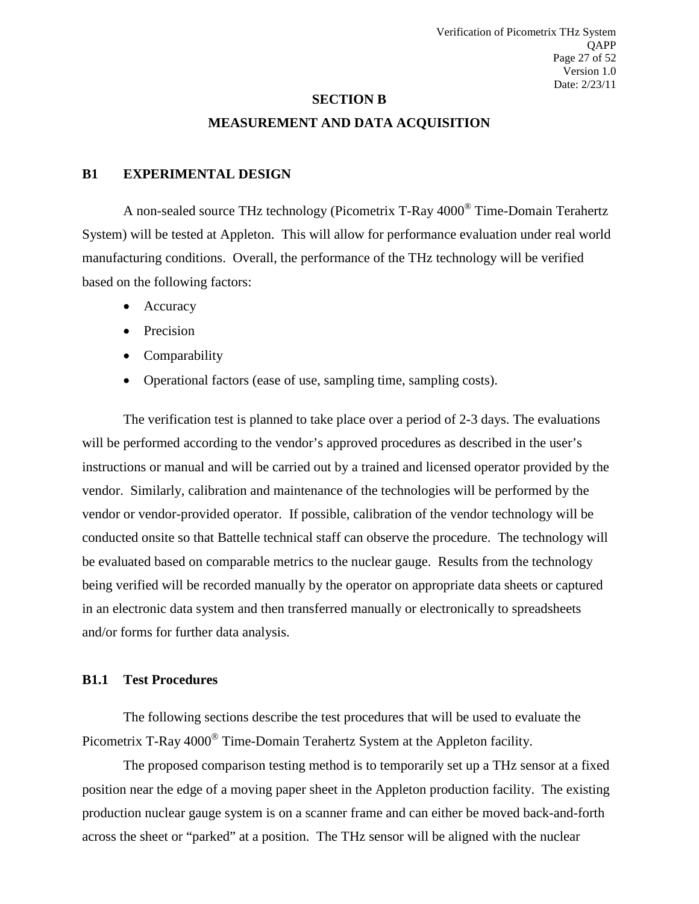# SECTION B

# MEASUREMENT AND DATA ACQUISITION

## B1 EXPERIMENTAL DESIGN

A non-sealed source THz technology (Picometrix T-Ray 4000® Time-Domain Terahertz System) will be tested at Appleton. This will allow for performance evaluation under real world manufacturing conditions. Overall, the performance of the THz technology will be verified based on the following factors:

- Accuracy
- Precision
- Comparability
- Operational factors (ease of use, sampling time, sampling costs).

The verification test is planned to take place over a period of 2-3 days. The evaluations will be performed according to the vendor's approved procedures as described in the user's instructions or manual and will be carried out by a trained and licensed operator provided by the vendor. Similarly, calibration and maintenance of the technologies will be performed by the vendor or vendor-provided operator. If possible, calibration of the vendor technology will be conducted onsite so that Battelle technical staff can observe the procedure. The technology will be evaluated based on comparable metrics to the nuclear gauge. Results from the technology being verified will be recorded manually by the operator on appropriate data sheets or captured in an electronic data system and then transferred manually or electronically to spreadsheets and/or forms for further data analysis.

### B1.1 Test Procedures

The following sections describe the test procedures that will be used to evaluate the Picometrix T-Ray 4000® Time-Domain Terahertz System at the Appleton facility.

The proposed comparison testing method is to temporarily set up a THz sensor at a fixed position near the edge of a moving paper sheet in the Appleton production facility. The existing production nuclear gauge system is on a scanner frame and can either be moved back-and-forth across the sheet or "parked" at a position. The THz sensor will be aligned with the nuclear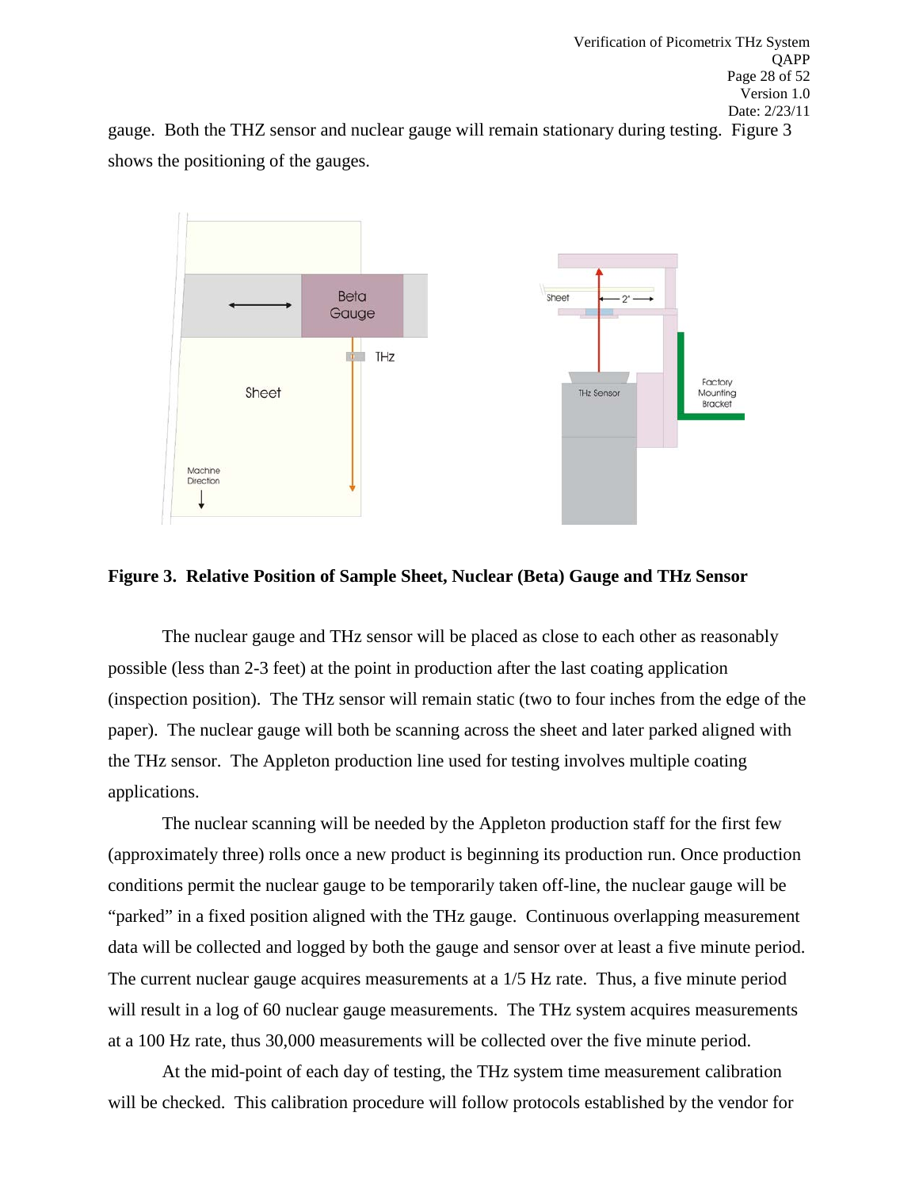gauge. Both the THZ sensor and nuclear gauge will remain stationary during testing. Figure 3 shows the positioning of the gauges.

**Figure 3. Relative Position of Sample Sheet, Nuclear (Beta) Gauge and THz Sensor**

The nuclear gauge and THz sensor will be placed as close to each other as reasonably possible (less than 2-3 feet) at the point in production after the last coating application (inspection position). The THz sensor will remain static (two to four inches from the edge of the paper). The nuclear gauge will both be scanning across the sheet and later parked aligned with the THz sensor. The Appleton production line used for testing involves multiple coating applications.

The nuclear scanning will be needed by the Appleton production staff for the first few (approximately three) rolls once a new product is beginning its production run. Once production conditions permit the nuclear gauge to be temporarily taken off-line, the nuclear gauge will be "parked" in a fixed position aligned with the THz gauge. Continuous overlapping measurement data will be collected and logged by both the gauge and sensor over at least a five minute period. The current nuclear gauge acquires measurements at a 1/5 Hz rate. Thus, a five minute period will result in a log of 60 nuclear gauge measurements. The THz system acquires measurements at a 100 Hz rate, thus 30,000 measurements will be collected over the five minute period.

At the mid-point of each day of testing, the THz system time measurement calibration will be checked. This calibration procedure will follow protocols established by the vendor for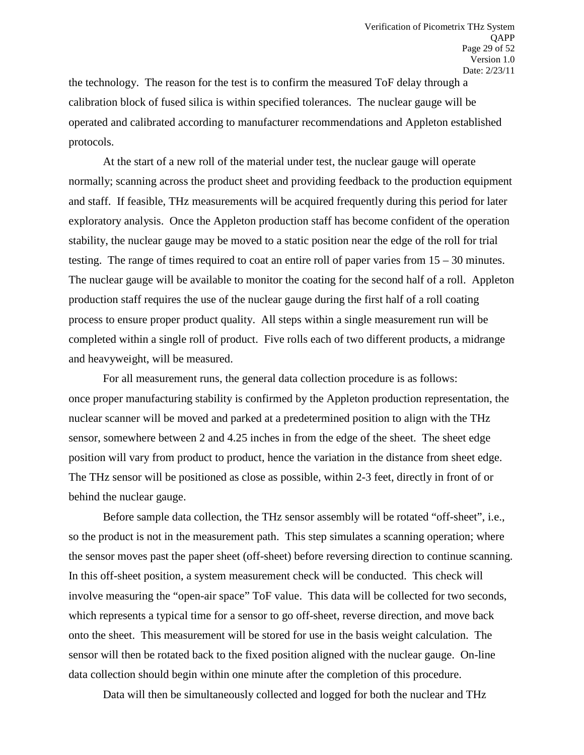the technology. The reason for the test is to confirm the measured ToF delay through a calibration block of fused silica is within specified tolerances. The nuclear gauge will be operated and calibrated according to manufacturer recommendations and Appleton established protocols.

At the start of a new roll of the material under test, the nuclear gauge will operate normally; scanning across the product sheet and providing feedback to the production equipment and staff. If feasible, THz measurements will be acquired frequently during this period for later exploratory analysis. Once the Appleton production staff has become confident of the operation stability, the nuclear gauge may be moved to a static position near the edge of the roll for trial testing. The range of times required to coat an entire roll of paper varies from 15 – 30 minutes. The nuclear gauge will be available to monitor the coating for the second half of a roll. Appleton production staff requires the use of the nuclear gauge during the first half of a roll coating process to ensure proper product quality. All steps within a single measurement run will be completed within a single roll of product. Five rolls each of two different products, a midrange and heavyweight, will be measured.

For all measurement runs, the general data collection procedure is as follows: once proper manufacturing stability is confirmed by the Appleton production representation, the nuclear scanner will be moved and parked at a predetermined position to align with the THz sensor, somewhere between 2 and 4.25 inches in from the edge of the sheet. The sheet edge position will vary from product to product, hence the variation in the distance from sheet edge. The THz sensor will be positioned as close as possible, within 2-3 feet, directly in front of or behind the nuclear gauge.

Before sample data collection, the THz sensor assembly will be rotated "off-sheet", i.e., so the product is not in the measurement path. This step simulates a scanning operation; where the sensor moves past the paper sheet (off-sheet) before reversing direction to continue scanning. In this off-sheet position, a system measurement check will be conducted. This check will involve measuring the "open-air space" ToF value. This data will be collected for two seconds, which represents a typical time for a sensor to go off-sheet, reverse direction, and move back onto the sheet. This measurement will be stored for use in the basis weight calculation. The sensor will then be rotated back to the fixed position aligned with the nuclear gauge. On-line data collection should begin within one minute after the completion of this procedure.

Data will then be simultaneously collected and logged for both the nuclear and THz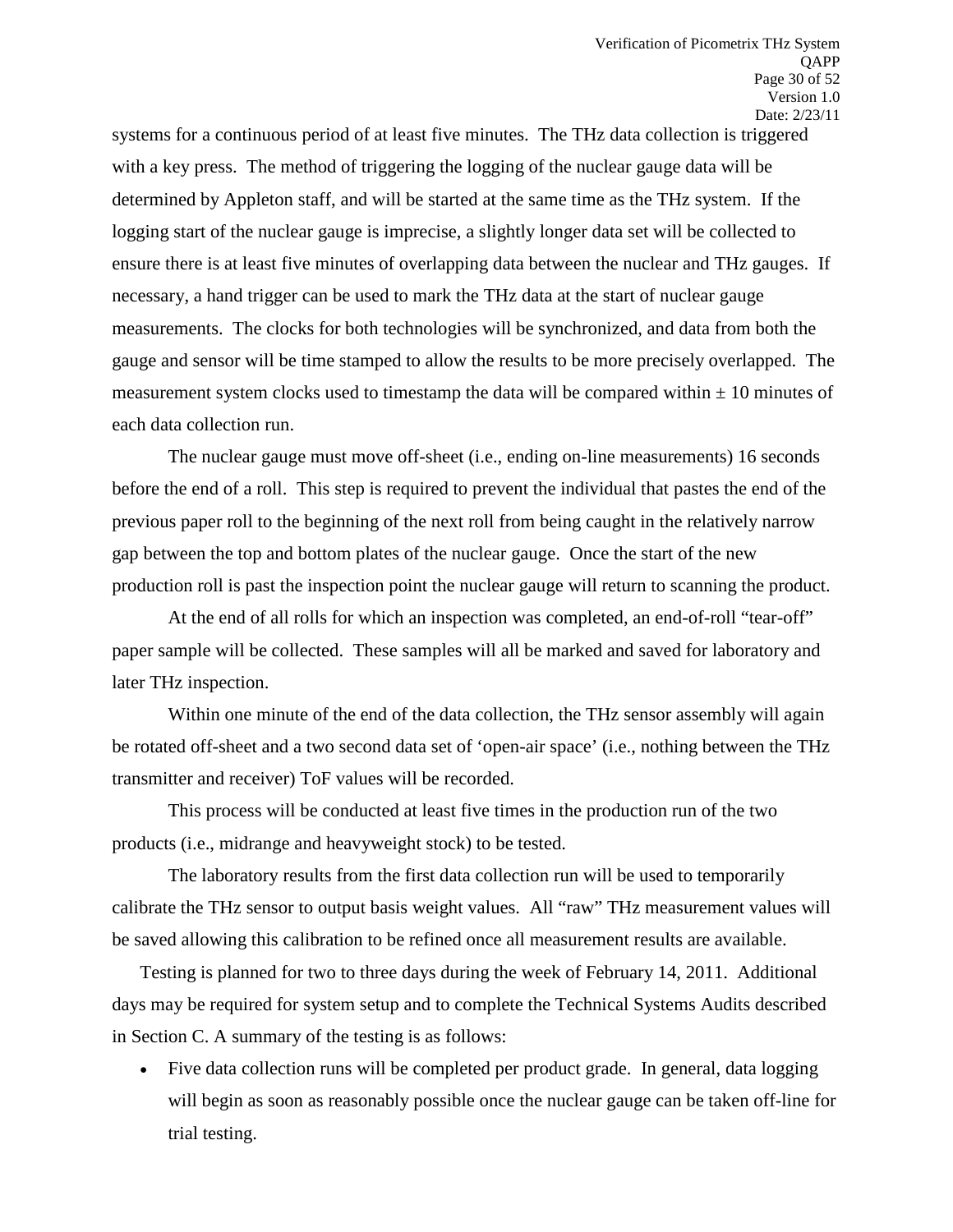systems for a continuous period of at least five minutes. The THz data collection is triggered with a key press. The method of triggering the logging of the nuclear gauge data will be determined by Appleton staff, and will be started at the same time as the THz system. If the logging start of the nuclear gauge is imprecise, a slightly longer data set will be collected to ensure there is at least five minutes of overlapping data between the nuclear and THz gauges. If necessary, a hand trigger can be used to mark the THz data at the start of nuclear gauge measurements. The clocks for both technologies will be synchronized, and data from both the gauge and sensor will be time stamped to allow the results to be more precisely overlapped. The measurement system clocks used to timestamp the data will be compared within ± 10 minutes of each data collection run.

The nuclear gauge must move off-sheet (i.e., ending on-line measurements) 16 seconds before the end of a roll. This step is required to prevent the individual that pastes the end of the previous paper roll to the beginning of the next roll from being caught in the relatively narrow gap between the top and bottom plates of the nuclear gauge. Once the start of the new production roll is past the inspection point the nuclear gauge will return to scanning the product.

At the end of all rolls for which an inspection was completed, an end-of-roll "tear-off" paper sample will be collected. These samples will all be marked and saved for laboratory and later THz inspection.

Within one minute of the end of the data collection, the THz sensor assembly will again be rotated off-sheet and a two second data set of 'open-air space' (i.e., nothing between the THz transmitter and receiver) ToF values will be recorded.

This process will be conducted at least five times in the production run of the two products (i.e., midrange and heavyweight stock) to be tested.

The laboratory results from the first data collection run will be used to temporarily calibrate the THz sensor to output basis weight values. All "raw" THz measurement values will be saved allowing this calibration to be refined once all measurement results are available.

Testing is planned for two to three days during the week of February 14, 2011. Additional days may be required for system setup and to complete the Technical Systems Audits described in Section C. A summary of the testing is as follows:

- Five data collection runs will be completed per product grade. In general, data logging will begin as soon as reasonably possible once the nuclear gauge can be taken off-line for trial testing.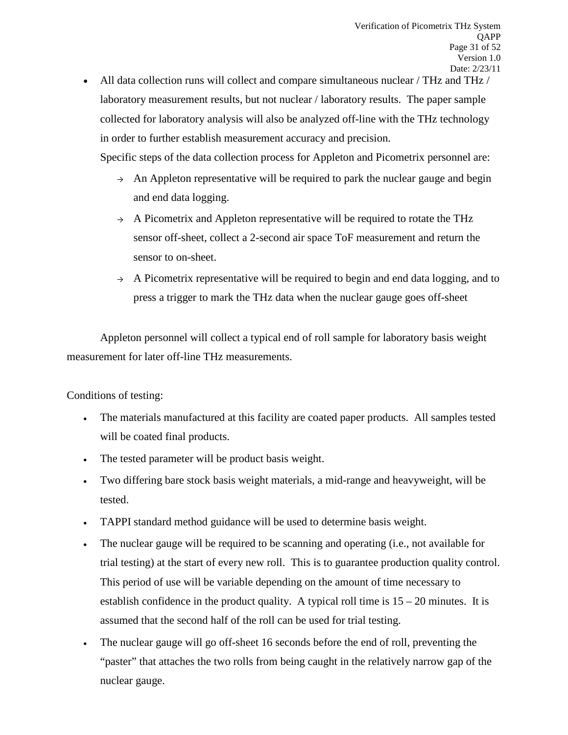- All data collection runs will collect and compare simultaneous nuclear / THz and THz / laboratory measurement results, but not nuclear / laboratory results. The paper sample collected for laboratory analysis will also be analyzed off-line with the THz technology in order to further establish measurement accuracy and precision.

  Specific steps of the data collection process for Appleton and Picometrix personnel are:

  - → An Appleton representative will be required to park the nuclear gauge and begin and end data logging.
  - → A Picometrix and Appleton representative will be required to rotate the THz sensor off-sheet, collect a 2-second air space ToF measurement and return the sensor to on-sheet.
  - → A Picometrix representative will be required to begin and end data logging, and to press a trigger to mark the THz data when the nuclear gauge goes off-sheet

Appleton personnel will collect a typical end of roll sample for laboratory basis weight measurement for later off-line THz measurements.

Conditions of testing:

- The materials manufactured at this facility are coated paper products. All samples tested will be coated final products.
- The tested parameter will be product basis weight.
- Two differing bare stock basis weight materials, a mid-range and heavyweight, will be tested.
- TAPPI standard method guidance will be used to determine basis weight.
- The nuclear gauge will be required to be scanning and operating (i.e., not available for trial testing) at the start of every new roll. This is to guarantee production quality control. This period of use will be variable depending on the amount of time necessary to establish confidence in the product quality. A typical roll time is 15 – 20 minutes. It is assumed that the second half of the roll can be used for trial testing.
- The nuclear gauge will go off-sheet 16 seconds before the end of roll, preventing the "paster" that attaches the two rolls from being caught in the relatively narrow gap of the nuclear gauge.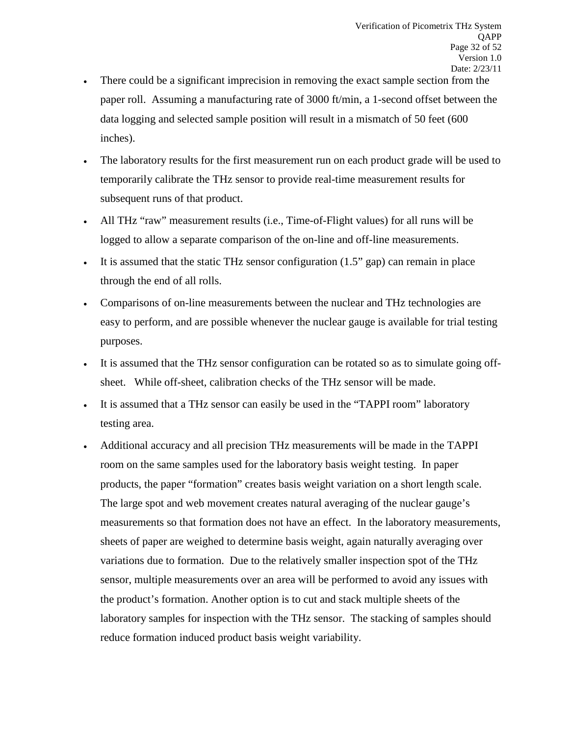- There could be a significant imprecision in removing the exact sample section from the paper roll. Assuming a manufacturing rate of 3000 ft/min, a 1-second offset between the data logging and selected sample position will result in a mismatch of 50 feet (600 inches).
- The laboratory results for the first measurement run on each product grade will be used to temporarily calibrate the THz sensor to provide real-time measurement results for subsequent runs of that product.
- All THz "raw" measurement results (i.e., Time-of-Flight values) for all runs will be logged to allow a separate comparison of the on-line and off-line measurements.
- It is assumed that the static THz sensor configuration (1.5" gap) can remain in place through the end of all rolls.
- Comparisons of on-line measurements between the nuclear and THz technologies are easy to perform, and are possible whenever the nuclear gauge is available for trial testing purposes.
- It is assumed that the THz sensor configuration can be rotated so as to simulate going off-sheet. While off-sheet, calibration checks of the THz sensor will be made.
- It is assumed that a THz sensor can easily be used in the "TAPPI room" laboratory testing area.
- Additional accuracy and all precision THz measurements will be made in the TAPPI room on the same samples used for the laboratory basis weight testing. In paper products, the paper "formation" creates basis weight variation on a short length scale. The large spot and web movement creates natural averaging of the nuclear gauge's measurements so that formation does not have an effect. In the laboratory measurements, sheets of paper are weighed to determine basis weight, again naturally averaging over variations due to formation. Due to the relatively smaller inspection spot of the THz sensor, multiple measurements over an area will be performed to avoid any issues with the product's formation. Another option is to cut and stack multiple sheets of the laboratory samples for inspection with the THz sensor. The stacking of samples should reduce formation induced product basis weight variability.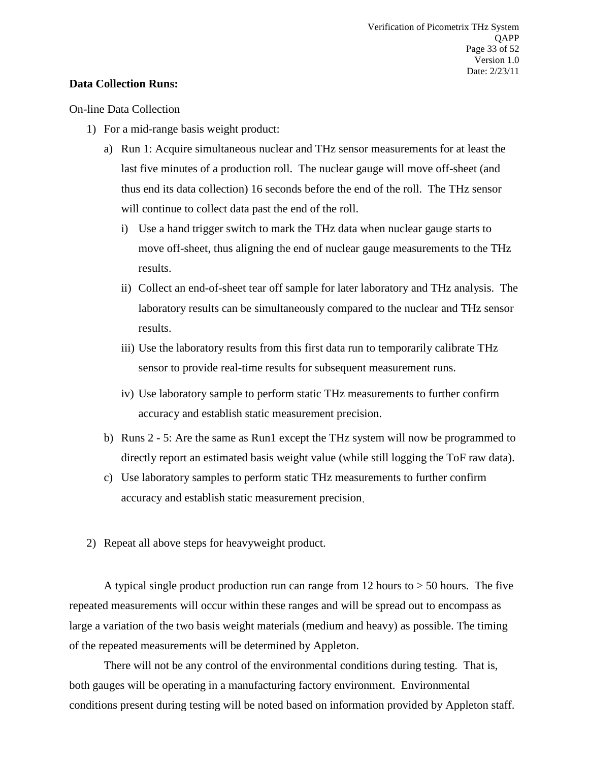**Data Collection Runs:**

On-line Data Collection

1) For a mid-range basis weight product:
   a) Run 1: Acquire simultaneous nuclear and THz sensor measurements for at least the last five minutes of a production roll. The nuclear gauge will move off-sheet (and thus end its data collection) 16 seconds before the end of the roll. The THz sensor will continue to collect data past the end of the roll.
      i) Use a hand trigger switch to mark the THz data when nuclear gauge starts to move off-sheet, thus aligning the end of nuclear gauge measurements to the THz results.
      ii) Collect an end-of-sheet tear off sample for later laboratory and THz analysis. The laboratory results can be simultaneously compared to the nuclear and THz sensor results.
      iii) Use the laboratory results from this first data run to temporarily calibrate THz sensor to provide real-time results for subsequent measurement runs.
      iv) Use laboratory sample to perform static THz measurements to further confirm accuracy and establish static measurement precision.
   b) Runs 2 - 5: Are the same as Run1 except the THz system will now be programmed to directly report an estimated basis weight value (while still logging the ToF raw data).
   c) Use laboratory samples to perform static THz measurements to further confirm accuracy and establish static measurement precision.

2) Repeat all above steps for heavyweight product.

A typical single product production run can range from 12 hours to > 50 hours. The five repeated measurements will occur within these ranges and will be spread out to encompass as large a variation of the two basis weight materials (medium and heavy) as possible. The timing of the repeated measurements will be determined by Appleton.

There will not be any control of the environmental conditions during testing. That is, both gauges will be operating in a manufacturing factory environment. Environmental conditions present during testing will be noted based on information provided by Appleton staff.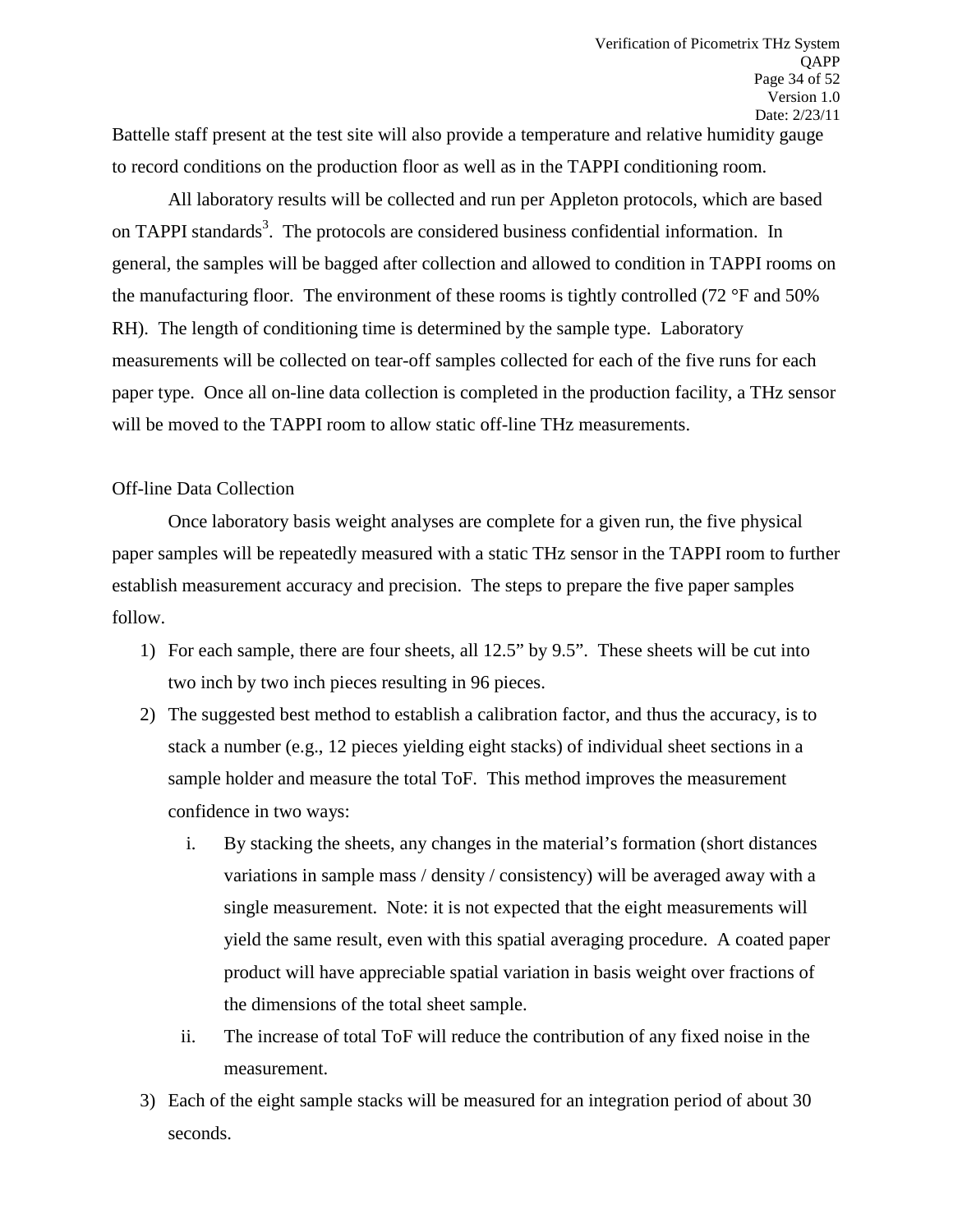Battelle staff present at the test site will also provide a temperature and relative humidity gauge to record conditions on the production floor as well as in the TAPPI conditioning room.

All laboratory results will be collected and run per Appleton protocols, which are based on TAPPI standards[3]. The protocols are considered business confidential information. In general, the samples will be bagged after collection and allowed to condition in TAPPI rooms on the manufacturing floor. The environment of these rooms is tightly controlled (72 °F and 50% RH). The length of conditioning time is determined by the sample type. Laboratory measurements will be collected on tear-off samples collected for each of the five runs for each paper type. Once all on-line data collection is completed in the production facility, a THz sensor will be moved to the TAPPI room to allow static off-line THz measurements.

Off-line Data Collection

Once laboratory basis weight analyses are complete for a given run, the five physical paper samples will be repeatedly measured with a static THz sensor in the TAPPI room to further establish measurement accuracy and precision. The steps to prepare the five paper samples follow.

1) For each sample, there are four sheets, all 12.5" by 9.5". These sheets will be cut into two inch by two inch pieces resulting in 96 pieces.
2) The suggested best method to establish a calibration factor, and thus the accuracy, is to stack a number (e.g., 12 pieces yielding eight stacks) of individual sheet sections in a sample holder and measure the total ToF. This method improves the measurement confidence in two ways:
   i. By stacking the sheets, any changes in the material's formation (short distances variations in sample mass / density / consistency) will be averaged away with a single measurement. Note: it is not expected that the eight measurements will yield the same result, even with this spatial averaging procedure. A coated paper product will have appreciable spatial variation in basis weight over fractions of the dimensions of the total sheet sample.
   ii. The increase of total ToF will reduce the contribution of any fixed noise in the measurement.
3) Each of the eight sample stacks will be measured for an integration period of about 30 seconds.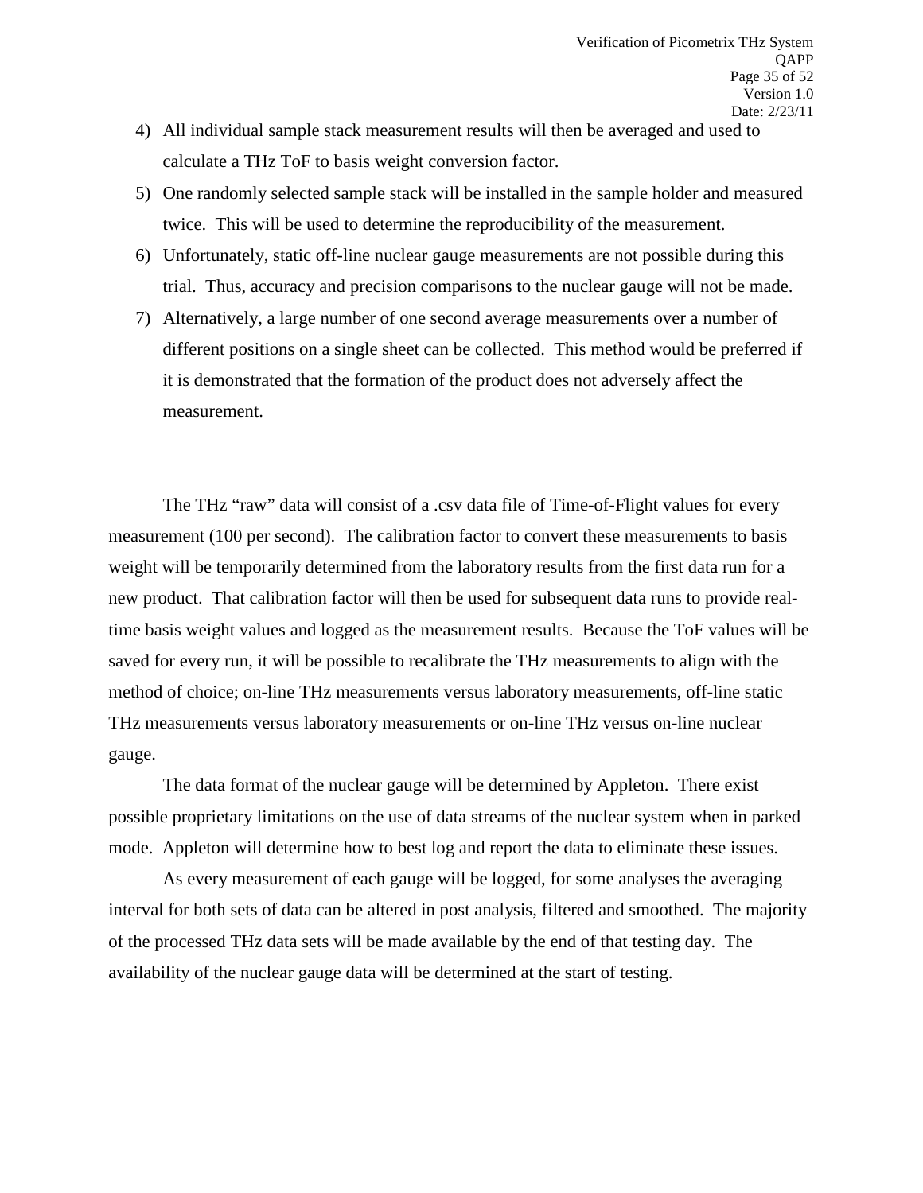4) All individual sample stack measurement results will then be averaged and used to calculate a THz ToF to basis weight conversion factor.
5) One randomly selected sample stack will be installed in the sample holder and measured twice. This will be used to determine the reproducibility of the measurement.
6) Unfortunately, static off-line nuclear gauge measurements are not possible during this trial. Thus, accuracy and precision comparisons to the nuclear gauge will not be made.
7) Alternatively, a large number of one second average measurements over a number of different positions on a single sheet can be collected. This method would be preferred if it is demonstrated that the formation of the product does not adversely affect the measurement.

The THz "raw" data will consist of a .csv data file of Time-of-Flight values for every measurement (100 per second). The calibration factor to convert these measurements to basis weight will be temporarily determined from the laboratory results from the first data run for a new product. That calibration factor will then be used for subsequent data runs to provide real-time basis weight values and logged as the measurement results. Because the ToF values will be saved for every run, it will be possible to recalibrate the THz measurements to align with the method of choice; on-line THz measurements versus laboratory measurements, off-line static THz measurements versus laboratory measurements or on-line THz versus on-line nuclear gauge.

The data format of the nuclear gauge will be determined by Appleton. There exist possible proprietary limitations on the use of data streams of the nuclear system when in parked mode. Appleton will determine how to best log and report the data to eliminate these issues.

As every measurement of each gauge will be logged, for some analyses the averaging interval for both sets of data can be altered in post analysis, filtered and smoothed. The majority of the processed THz data sets will be made available by the end of that testing day. The availability of the nuclear gauge data will be determined at the start of testing.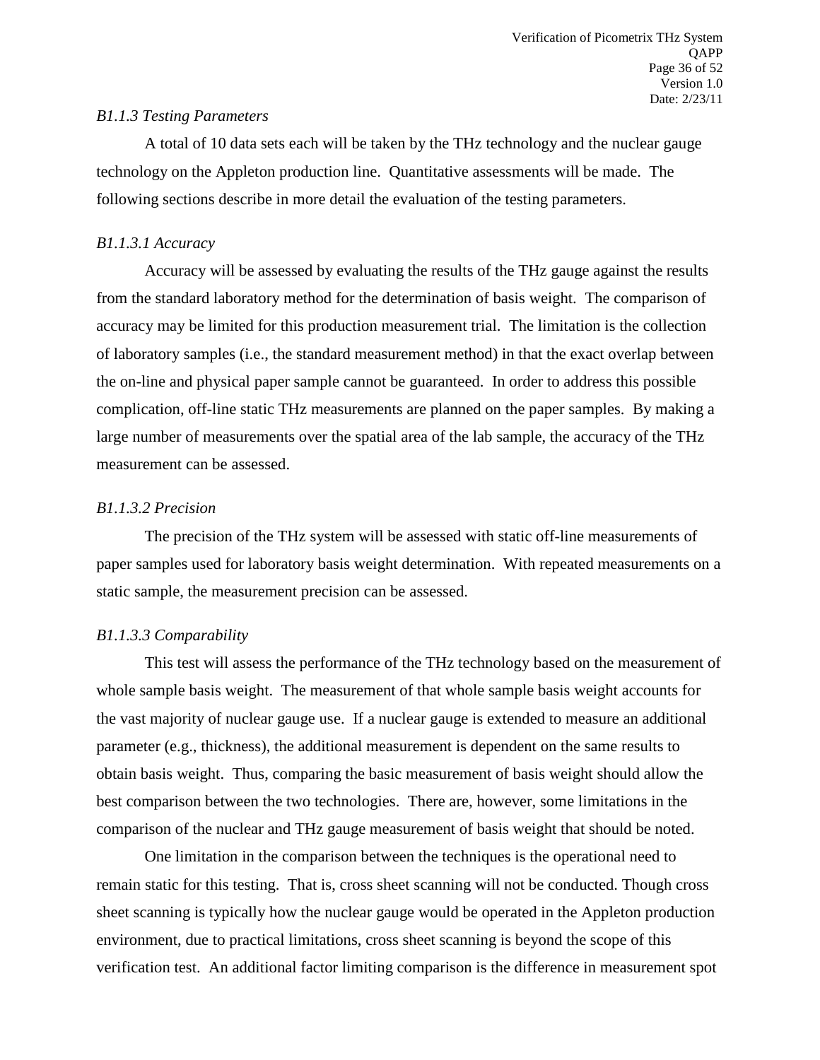*B1.1.3 Testing Parameters*

A total of 10 data sets each will be taken by the THz technology and the nuclear gauge technology on the Appleton production line. Quantitative assessments will be made. The following sections describe in more detail the evaluation of the testing parameters.

*B1.1.3.1 Accuracy*

Accuracy will be assessed by evaluating the results of the THz gauge against the results from the standard laboratory method for the determination of basis weight. The comparison of accuracy may be limited for this production measurement trial. The limitation is the collection of laboratory samples (i.e., the standard measurement method) in that the exact overlap between the on-line and physical paper sample cannot be guaranteed. In order to address this possible complication, off-line static THz measurements are planned on the paper samples. By making a large number of measurements over the spatial area of the lab sample, the accuracy of the THz measurement can be assessed.

*B1.1.3.2 Precision*

The precision of the THz system will be assessed with static off-line measurements of paper samples used for laboratory basis weight determination. With repeated measurements on a static sample, the measurement precision can be assessed.

*B1.1.3.3 Comparability*

This test will assess the performance of the THz technology based on the measurement of whole sample basis weight. The measurement of that whole sample basis weight accounts for the vast majority of nuclear gauge use. If a nuclear gauge is extended to measure an additional parameter (e.g., thickness), the additional measurement is dependent on the same results to obtain basis weight. Thus, comparing the basic measurement of basis weight should allow the best comparison between the two technologies. There are, however, some limitations in the comparison of the nuclear and THz gauge measurement of basis weight that should be noted.

One limitation in the comparison between the techniques is the operational need to remain static for this testing. That is, cross sheet scanning will not be conducted. Though cross sheet scanning is typically how the nuclear gauge would be operated in the Appleton production environment, due to practical limitations, cross sheet scanning is beyond the scope of this verification test. An additional factor limiting comparison is the difference in measurement spot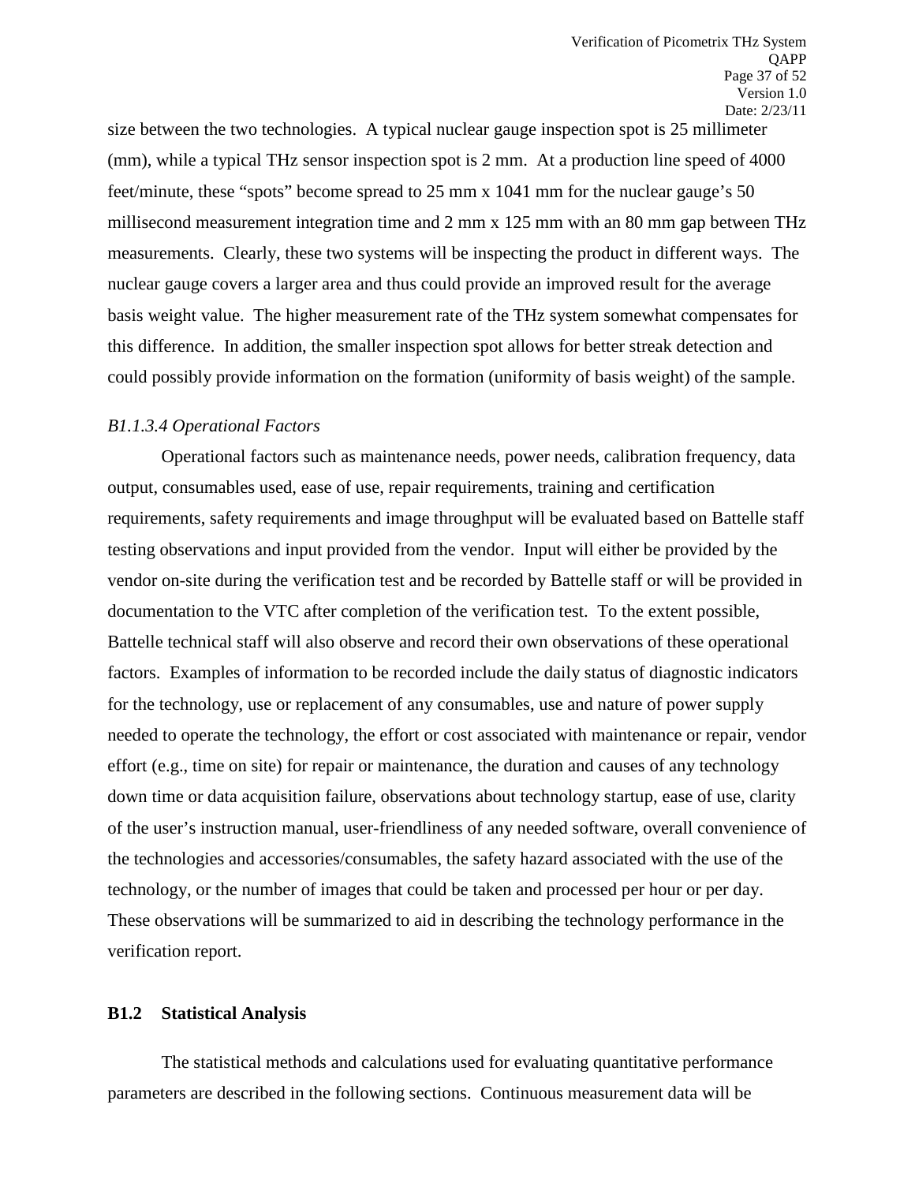size between the two technologies. A typical nuclear gauge inspection spot is 25 millimeter (mm), while a typical THz sensor inspection spot is 2 mm. At a production line speed of 4000 feet/minute, these "spots" become spread to 25 mm x 1041 mm for the nuclear gauge's 50 millisecond measurement integration time and 2 mm x 125 mm with an 80 mm gap between THz measurements. Clearly, these two systems will be inspecting the product in different ways. The nuclear gauge covers a larger area and thus could provide an improved result for the average basis weight value. The higher measurement rate of the THz system somewhat compensates for this difference. In addition, the smaller inspection spot allows for better streak detection and could possibly provide information on the formation (uniformity of basis weight) of the sample.

#### *B1.1.3.4 Operational Factors*

Operational factors such as maintenance needs, power needs, calibration frequency, data output, consumables used, ease of use, repair requirements, training and certification requirements, safety requirements and image throughput will be evaluated based on Battelle staff testing observations and input provided from the vendor. Input will either be provided by the vendor on-site during the verification test and be recorded by Battelle staff or will be provided in documentation to the VTC after completion of the verification test. To the extent possible, Battelle technical staff will also observe and record their own observations of these operational factors. Examples of information to be recorded include the daily status of diagnostic indicators for the technology, use or replacement of any consumables, use and nature of power supply needed to operate the technology, the effort or cost associated with maintenance or repair, vendor effort (e.g., time on site) for repair or maintenance, the duration and causes of any technology down time or data acquisition failure, observations about technology startup, ease of use, clarity of the user's instruction manual, user-friendliness of any needed software, overall convenience of the technologies and accessories/consumables, the safety hazard associated with the use of the technology, or the number of images that could be taken and processed per hour or per day. These observations will be summarized to aid in describing the technology performance in the verification report.

### **B1.2 Statistical Analysis**

The statistical methods and calculations used for evaluating quantitative performance parameters are described in the following sections. Continuous measurement data will be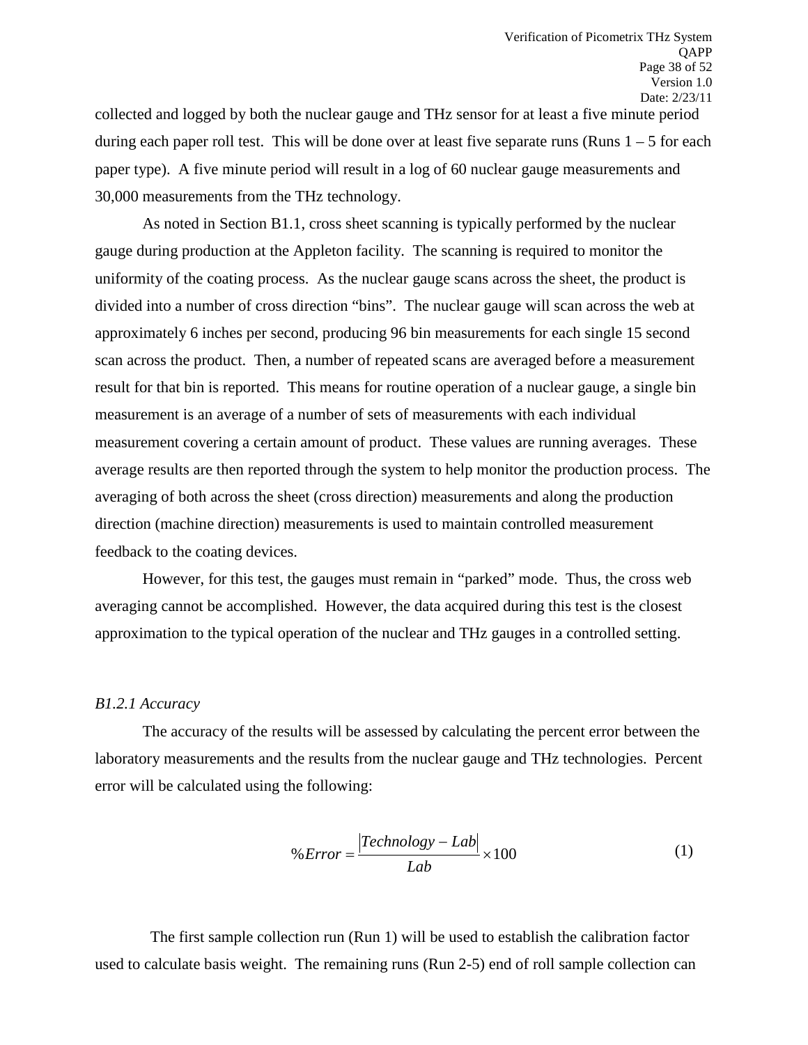collected and logged by both the nuclear gauge and THz sensor for at least a five minute period during each paper roll test. This will be done over at least five separate runs (Runs 1 – 5 for each paper type). A five minute period will result in a log of 60 nuclear gauge measurements and 30,000 measurements from the THz technology.

As noted in Section B1.1, cross sheet scanning is typically performed by the nuclear gauge during production at the Appleton facility. The scanning is required to monitor the uniformity of the coating process. As the nuclear gauge scans across the sheet, the product is divided into a number of cross direction "bins". The nuclear gauge will scan across the web at approximately 6 inches per second, producing 96 bin measurements for each single 15 second scan across the product. Then, a number of repeated scans are averaged before a measurement result for that bin is reported. This means for routine operation of a nuclear gauge, a single bin measurement is an average of a number of sets of measurements with each individual measurement covering a certain amount of product. These values are running averages. These average results are then reported through the system to help monitor the production process. The averaging of both across the sheet (cross direction) measurements and along the production direction (machine direction) measurements is used to maintain controlled measurement feedback to the coating devices.

However, for this test, the gauges must remain in "parked" mode. Thus, the cross web averaging cannot be accomplished. However, the data acquired during this test is the closest approximation to the typical operation of the nuclear and THz gauges in a controlled setting.

*B1.2.1 Accuracy*

The accuracy of the results will be assessed by calculating the percent error between the laboratory measurements and the results from the nuclear gauge and THz technologies. Percent error will be calculated using the following:

$$\%Error = \frac{|Technology - Lab|}{Lab} \times 100 \tag{1}$$

The first sample collection run (Run 1) will be used to establish the calibration factor used to calculate basis weight. The remaining runs (Run 2-5) end of roll sample collection can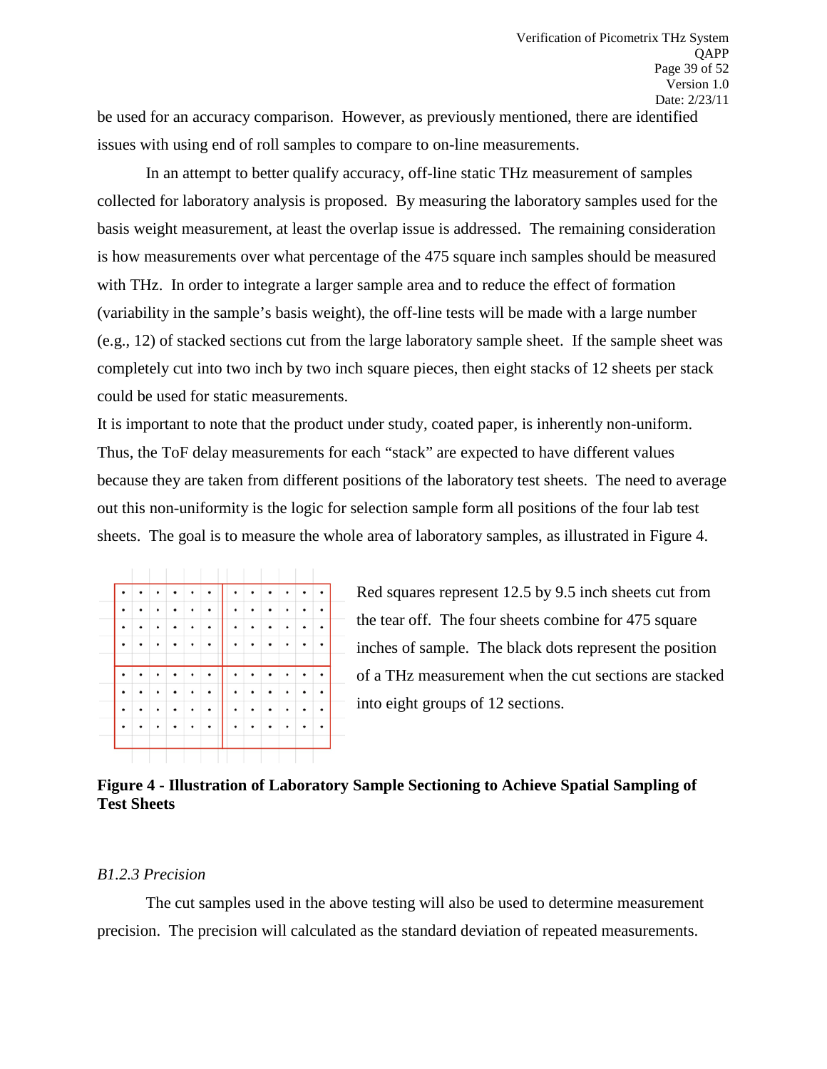be used for an accuracy comparison. However, as previously mentioned, there are identified issues with using end of roll samples to compare to on-line measurements.

In an attempt to better qualify accuracy, off-line static THz measurement of samples collected for laboratory analysis is proposed. By measuring the laboratory samples used for the basis weight measurement, at least the overlap issue is addressed. The remaining consideration is how measurements over what percentage of the 475 square inch samples should be measured with THz. In order to integrate a larger sample area and to reduce the effect of formation (variability in the sample's basis weight), the off-line tests will be made with a large number (e.g., 12) of stacked sections cut from the large laboratory sample sheet. If the sample sheet was completely cut into two inch by two inch square pieces, then eight stacks of 12 sheets per stack could be used for static measurements.

It is important to note that the product under study, coated paper, is inherently non-uniform. Thus, the ToF delay measurements for each "stack" are expected to have different values because they are taken from different positions of the laboratory test sheets. The need to average out this non-uniformity is the logic for selection sample form all positions of the four lab test sheets. The goal is to measure the whole area of laboratory samples, as illustrated in Figure 4.

Red squares represent 12.5 by 9.5 inch sheets cut from the tear off. The four sheets combine for 475 square inches of sample. The black dots represent the position of a THz measurement when the cut sections are stacked into eight groups of 12 sections.

**Figure 4 - Illustration of Laboratory Sample Sectioning to Achieve Spatial Sampling of Test Sheets**

*B1.2.3 Precision*

The cut samples used in the above testing will also be used to determine measurement precision. The precision will calculated as the standard deviation of repeated measurements.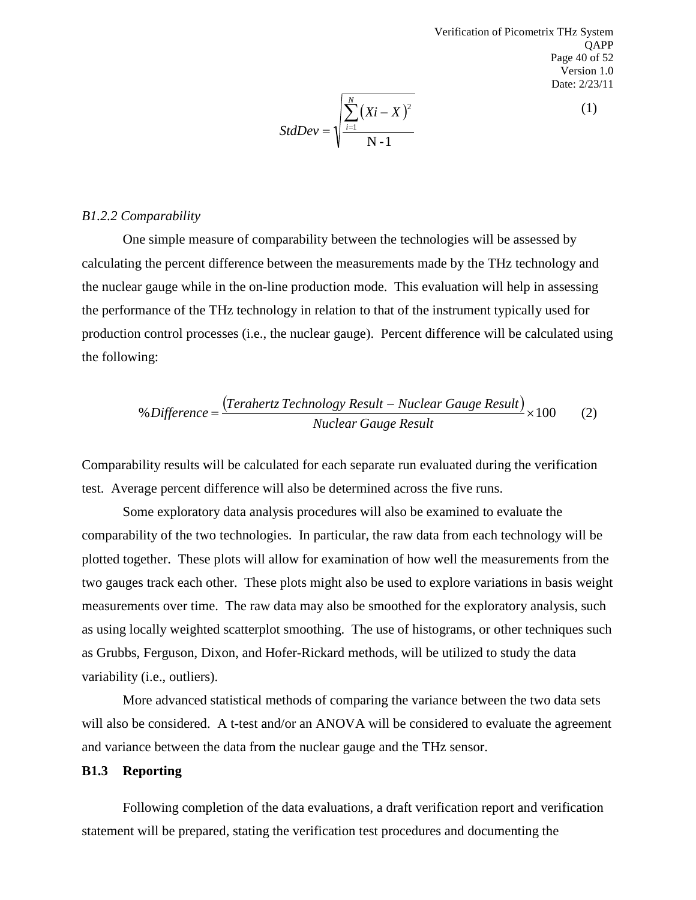$$StdDev = \sqrt{\frac{\sum_{i=1}^{N}(Xi - X)^2}{\text{N - 1}}} \tag{1}$$

*B1.2.2 Comparability*

One simple measure of comparability between the technologies will be assessed by calculating the percent difference between the measurements made by the THz technology and the nuclear gauge while in the on-line production mode. This evaluation will help in assessing the performance of the THz technology in relation to that of the instrument typically used for production control processes (i.e., the nuclear gauge). Percent difference will be calculated using the following:

$$\%Difference = \frac{(Terahertz\ Technology\ Result - Nuclear\ Gauge\ Result)}{Nuclear\ Gauge\ Result} \times 100 \tag{2}$$

Comparability results will be calculated for each separate run evaluated during the verification test. Average percent difference will also be determined across the five runs.

Some exploratory data analysis procedures will also be examined to evaluate the comparability of the two technologies. In particular, the raw data from each technology will be plotted together. These plots will allow for examination of how well the measurements from the two gauges track each other. These plots might also be used to explore variations in basis weight measurements over time. The raw data may also be smoothed for the exploratory analysis, such as using locally weighted scatterplot smoothing. The use of histograms, or other techniques such as Grubbs, Ferguson, Dixon, and Hofer-Rickard methods, will be utilized to study the data variability (i.e., outliers).

More advanced statistical methods of comparing the variance between the two data sets will also be considered. A t-test and/or an ANOVA will be considered to evaluate the agreement and variance between the data from the nuclear gauge and the THz sensor.

### B1.3 Reporting

Following completion of the data evaluations, a draft verification report and verification statement will be prepared, stating the verification test procedures and documenting the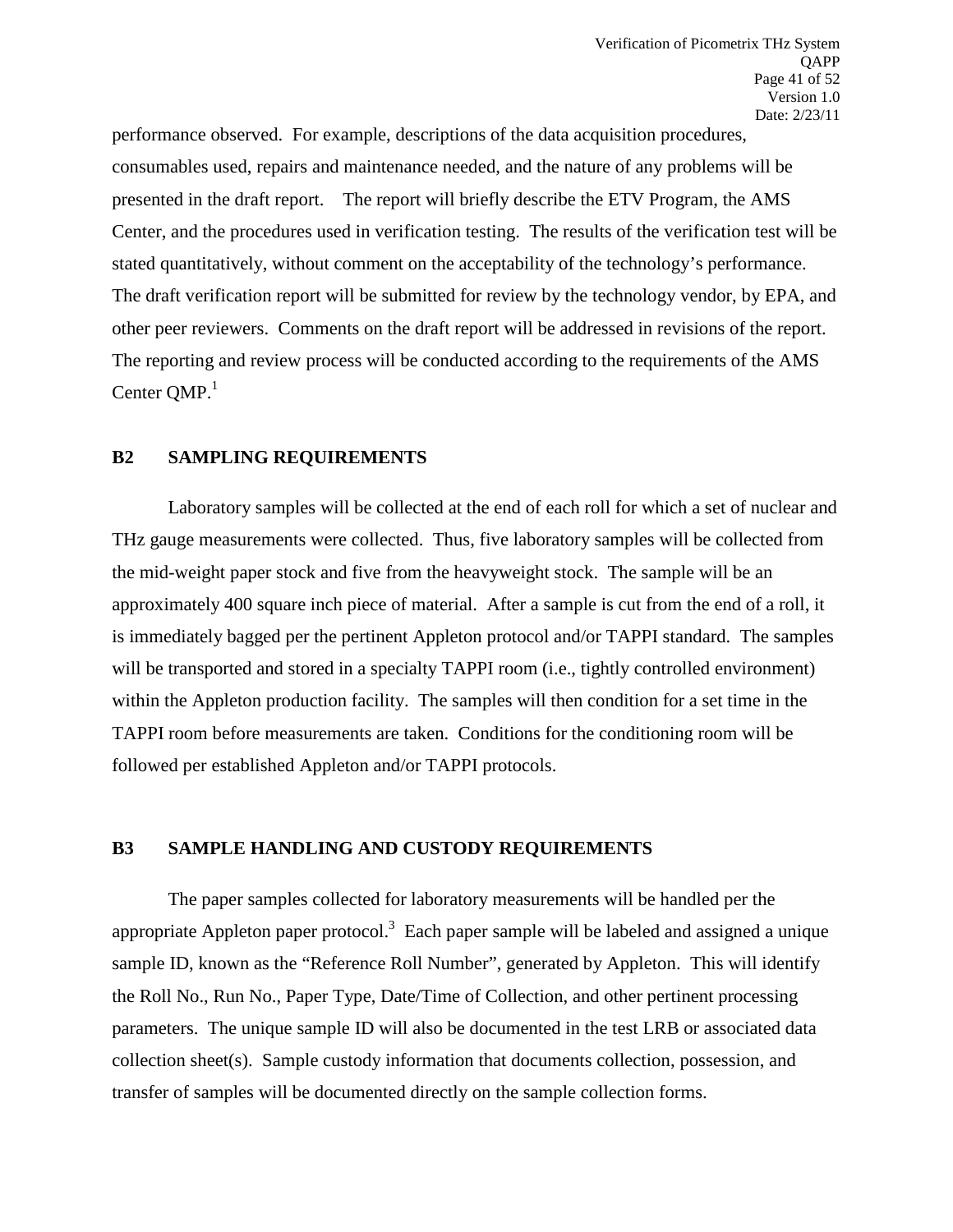performance observed. For example, descriptions of the data acquisition procedures, consumables used, repairs and maintenance needed, and the nature of any problems will be presented in the draft report. The report will briefly describe the ETV Program, the AMS Center, and the procedures used in verification testing. The results of the verification test will be stated quantitatively, without comment on the acceptability of the technology's performance. The draft verification report will be submitted for review by the technology vendor, by EPA, and other peer reviewers. Comments on the draft report will be addressed in revisions of the report. The reporting and review process will be conducted according to the requirements of the AMS Center QMP.[1]

## B2 SAMPLING REQUIREMENTS

Laboratory samples will be collected at the end of each roll for which a set of nuclear and THz gauge measurements were collected. Thus, five laboratory samples will be collected from the mid-weight paper stock and five from the heavyweight stock. The sample will be an approximately 400 square inch piece of material. After a sample is cut from the end of a roll, it is immediately bagged per the pertinent Appleton protocol and/or TAPPI standard. The samples will be transported and stored in a specialty TAPPI room (i.e., tightly controlled environment) within the Appleton production facility. The samples will then condition for a set time in the TAPPI room before measurements are taken. Conditions for the conditioning room will be followed per established Appleton and/or TAPPI protocols.

## B3 SAMPLE HANDLING AND CUSTODY REQUIREMENTS

The paper samples collected for laboratory measurements will be handled per the appropriate Appleton paper protocol.[3] Each paper sample will be labeled and assigned a unique sample ID, known as the "Reference Roll Number", generated by Appleton. This will identify the Roll No., Run No., Paper Type, Date/Time of Collection, and other pertinent processing parameters. The unique sample ID will also be documented in the test LRB or associated data collection sheet(s). Sample custody information that documents collection, possession, and transfer of samples will be documented directly on the sample collection forms.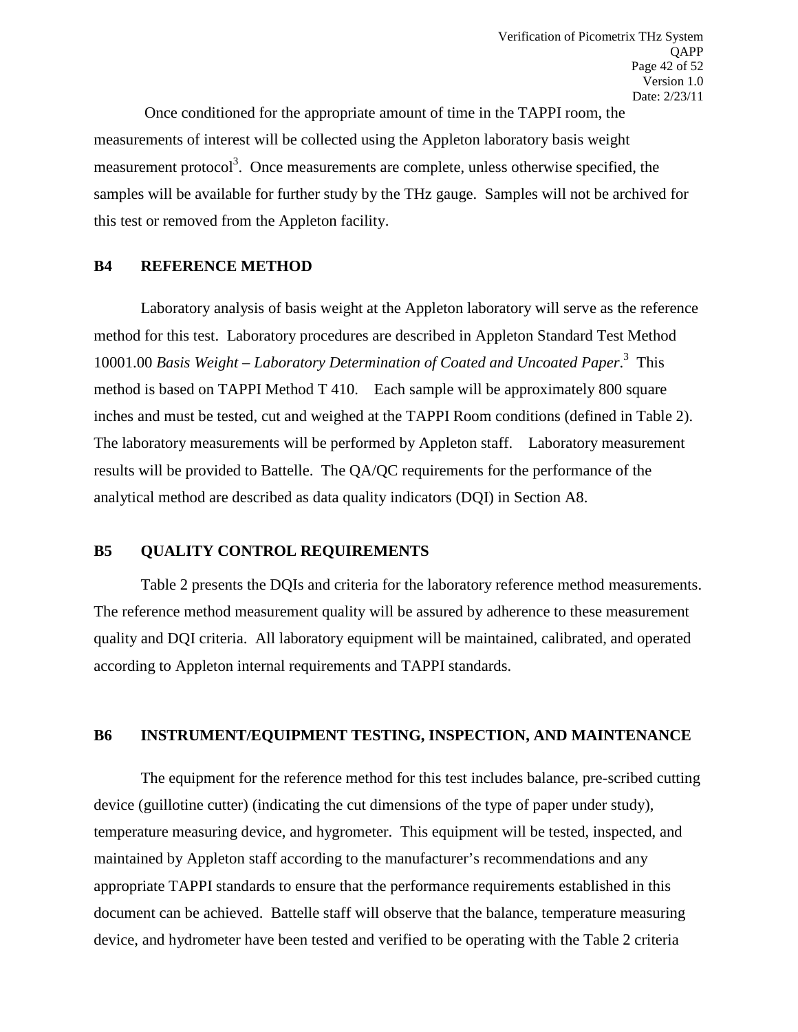Once conditioned for the appropriate amount of time in the TAPPI room, the measurements of interest will be collected using the Appleton laboratory basis weight measurement protocol[3]. Once measurements are complete, unless otherwise specified, the samples will be available for further study by the THz gauge. Samples will not be archived for this test or removed from the Appleton facility.

## B4 REFERENCE METHOD

Laboratory analysis of basis weight at the Appleton laboratory will serve as the reference method for this test. Laboratory procedures are described in Appleton Standard Test Method 10001.00 *Basis Weight – Laboratory Determination of Coated and Uncoated Paper*.[3] This method is based on TAPPI Method T 410. Each sample will be approximately 800 square inches and must be tested, cut and weighed at the TAPPI Room conditions (defined in Table 2). The laboratory measurements will be performed by Appleton staff. Laboratory measurement results will be provided to Battelle. The QA/QC requirements for the performance of the analytical method are described as data quality indicators (DQI) in Section A8.

## B5 QUALITY CONTROL REQUIREMENTS

Table 2 presents the DQIs and criteria for the laboratory reference method measurements. The reference method measurement quality will be assured by adherence to these measurement quality and DQI criteria. All laboratory equipment will be maintained, calibrated, and operated according to Appleton internal requirements and TAPPI standards.

## B6 INSTRUMENT/EQUIPMENT TESTING, INSPECTION, AND MAINTENANCE

The equipment for the reference method for this test includes balance, pre-scribed cutting device (guillotine cutter) (indicating the cut dimensions of the type of paper under study), temperature measuring device, and hygrometer. This equipment will be tested, inspected, and maintained by Appleton staff according to the manufacturer's recommendations and any appropriate TAPPI standards to ensure that the performance requirements established in this document can be achieved. Battelle staff will observe that the balance, temperature measuring device, and hydrometer have been tested and verified to be operating with the Table 2 criteria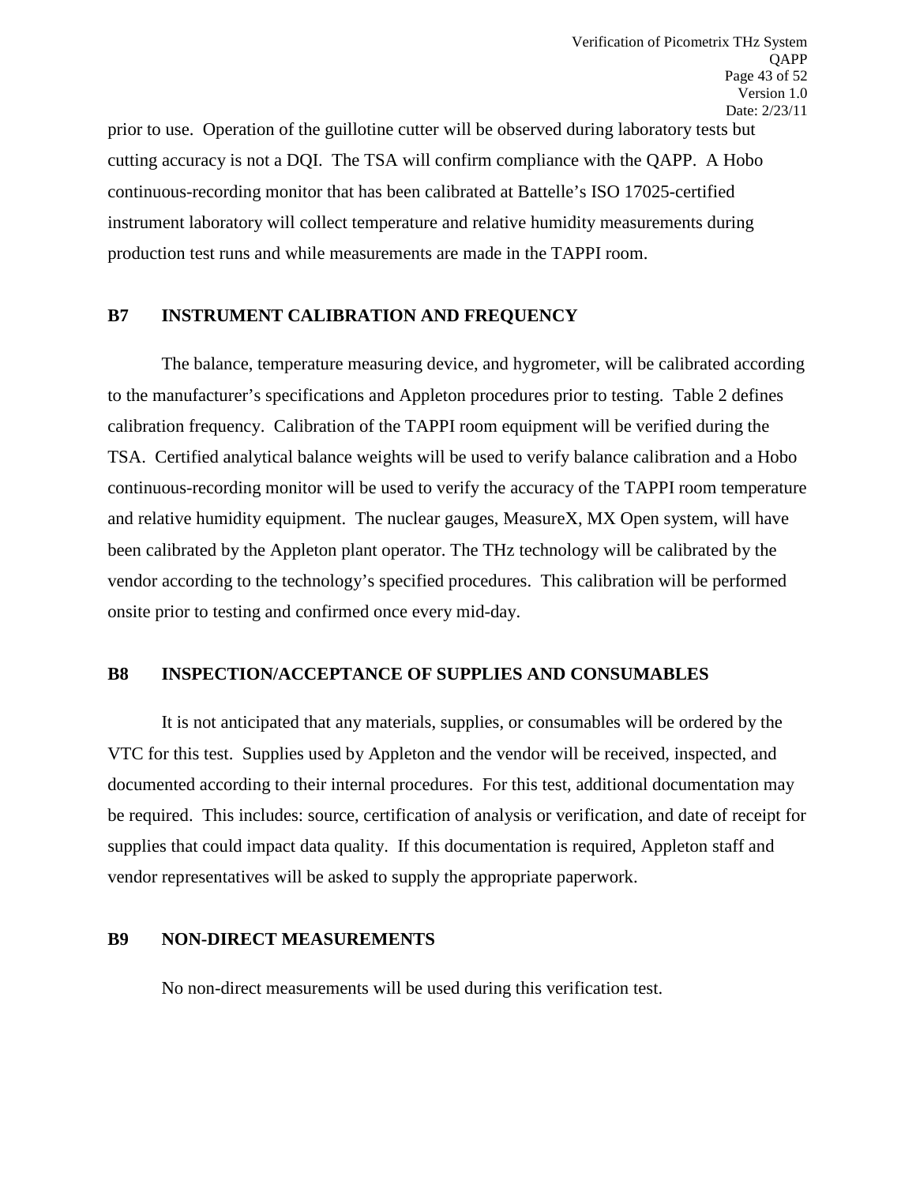prior to use. Operation of the guillotine cutter will be observed during laboratory tests but cutting accuracy is not a DQI. The TSA will confirm compliance with the QAPP. A Hobo continuous-recording monitor that has been calibrated at Battelle's ISO 17025-certified instrument laboratory will collect temperature and relative humidity measurements during production test runs and while measurements are made in the TAPPI room.

## B7 INSTRUMENT CALIBRATION AND FREQUENCY

The balance, temperature measuring device, and hygrometer, will be calibrated according to the manufacturer's specifications and Appleton procedures prior to testing. Table 2 defines calibration frequency. Calibration of the TAPPI room equipment will be verified during the TSA. Certified analytical balance weights will be used to verify balance calibration and a Hobo continuous-recording monitor will be used to verify the accuracy of the TAPPI room temperature and relative humidity equipment. The nuclear gauges, MeasureX, MX Open system, will have been calibrated by the Appleton plant operator. The THz technology will be calibrated by the vendor according to the technology's specified procedures. This calibration will be performed onsite prior to testing and confirmed once every mid-day.

## B8 INSPECTION/ACCEPTANCE OF SUPPLIES AND CONSUMABLES

It is not anticipated that any materials, supplies, or consumables will be ordered by the VTC for this test. Supplies used by Appleton and the vendor will be received, inspected, and documented according to their internal procedures. For this test, additional documentation may be required. This includes: source, certification of analysis or verification, and date of receipt for supplies that could impact data quality. If this documentation is required, Appleton staff and vendor representatives will be asked to supply the appropriate paperwork.

## B9 NON-DIRECT MEASUREMENTS

No non-direct measurements will be used during this verification test.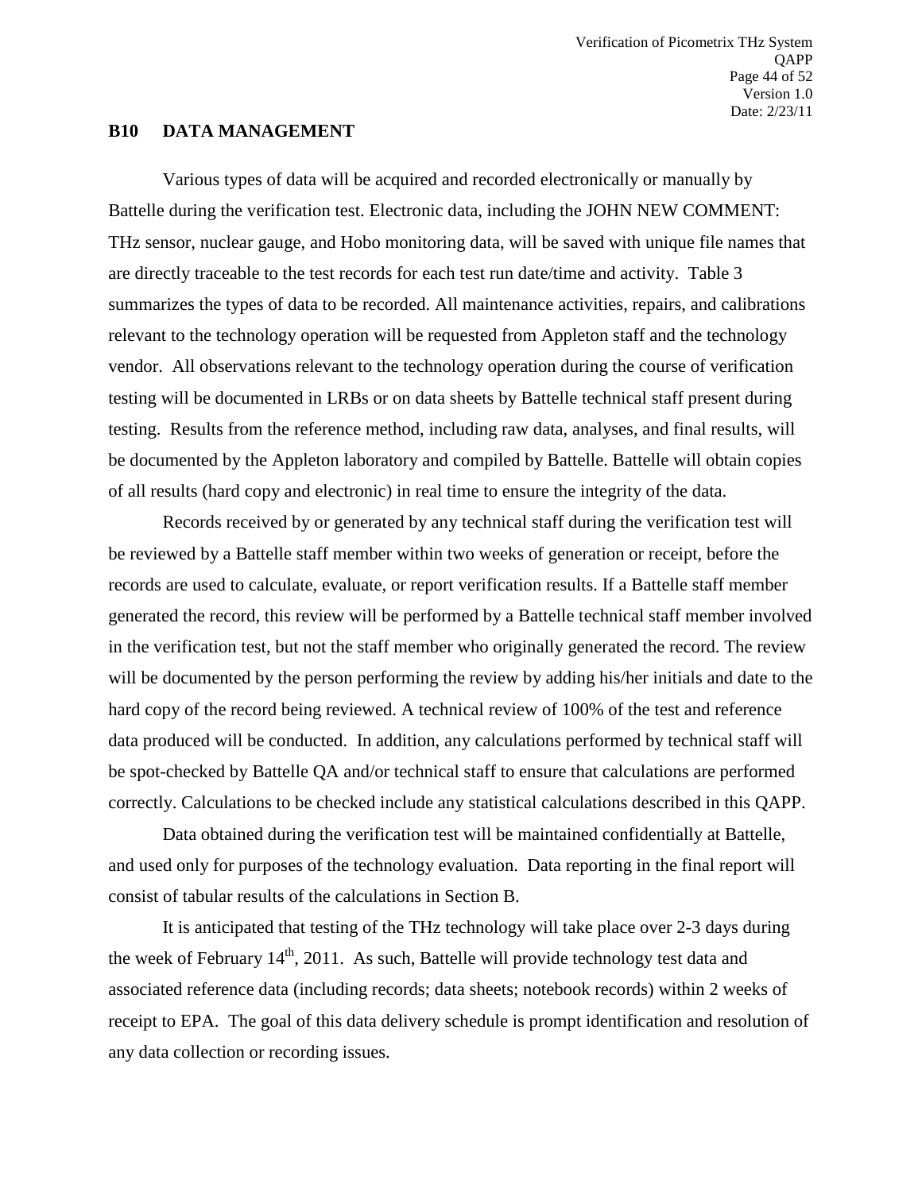## B10 DATA MANAGEMENT

Various types of data will be acquired and recorded electronically or manually by Battelle during the verification test. Electronic data, including the JOHN NEW COMMENT: THz sensor, nuclear gauge, and Hobo monitoring data, will be saved with unique file names that are directly traceable to the test records for each test run date/time and activity. Table 3 summarizes the types of data to be recorded. All maintenance activities, repairs, and calibrations relevant to the technology operation will be requested from Appleton staff and the technology vendor. All observations relevant to the technology operation during the course of verification testing will be documented in LRBs or on data sheets by Battelle technical staff present during testing. Results from the reference method, including raw data, analyses, and final results, will be documented by the Appleton laboratory and compiled by Battelle. Battelle will obtain copies of all results (hard copy and electronic) in real time to ensure the integrity of the data.

Records received by or generated by any technical staff during the verification test will be reviewed by a Battelle staff member within two weeks of generation or receipt, before the records are used to calculate, evaluate, or report verification results. If a Battelle staff member generated the record, this review will be performed by a Battelle technical staff member involved in the verification test, but not the staff member who originally generated the record. The review will be documented by the person performing the review by adding his/her initials and date to the hard copy of the record being reviewed. A technical review of 100% of the test and reference data produced will be conducted. In addition, any calculations performed by technical staff will be spot-checked by Battelle QA and/or technical staff to ensure that calculations are performed correctly. Calculations to be checked include any statistical calculations described in this QAPP.

Data obtained during the verification test will be maintained confidentially at Battelle, and used only for purposes of the technology evaluation. Data reporting in the final report will consist of tabular results of the calculations in Section B.

It is anticipated that testing of the THz technology will take place over 2-3 days during the week of February 14th, 2011. As such, Battelle will provide technology test data and associated reference data (including records; data sheets; notebook records) within 2 weeks of receipt to EPA. The goal of this data delivery schedule is prompt identification and resolution of any data collection or recording issues.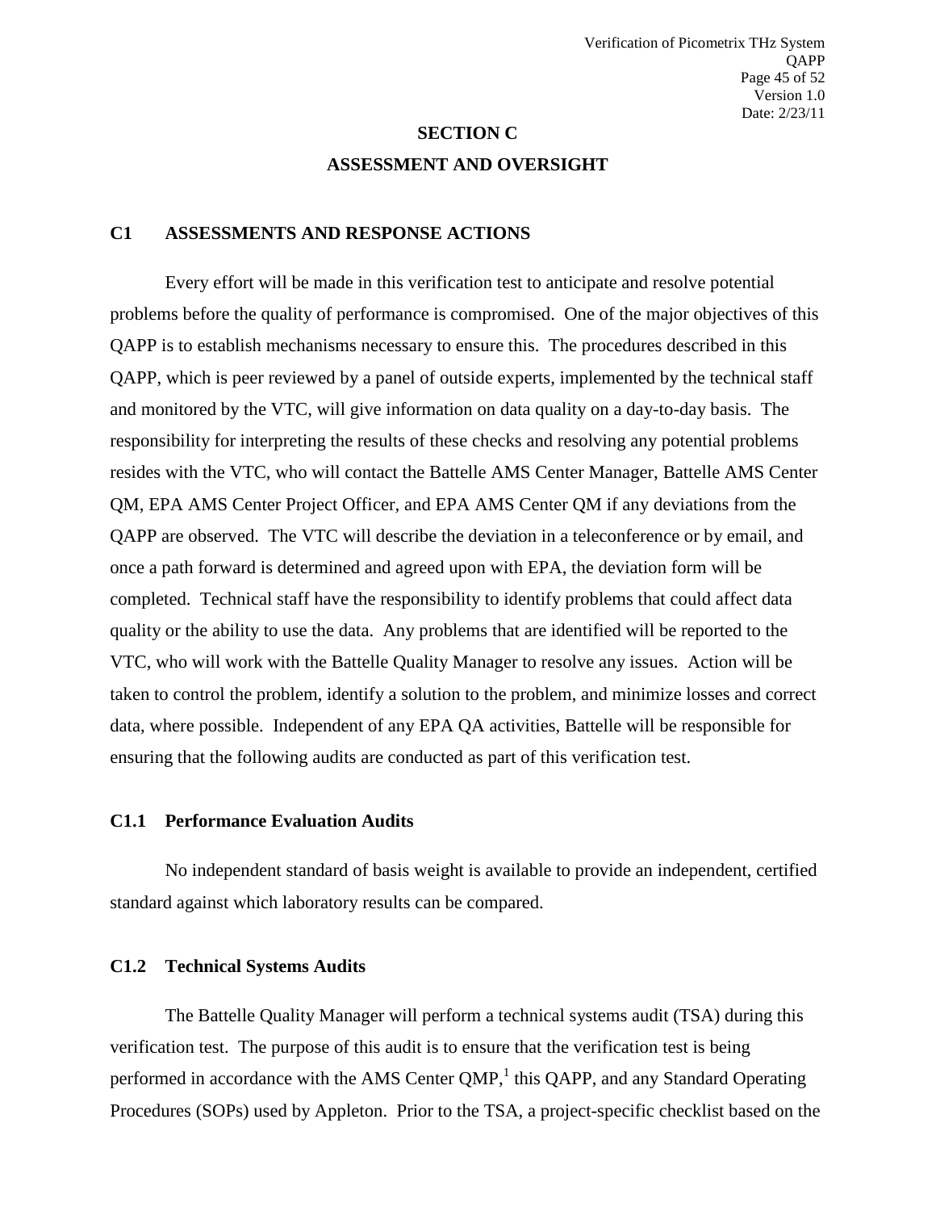# SECTION C

# ASSESSMENT AND OVERSIGHT

## C1 ASSESSMENTS AND RESPONSE ACTIONS

Every effort will be made in this verification test to anticipate and resolve potential problems before the quality of performance is compromised. One of the major objectives of this QAPP is to establish mechanisms necessary to ensure this. The procedures described in this QAPP, which is peer reviewed by a panel of outside experts, implemented by the technical staff and monitored by the VTC, will give information on data quality on a day-to-day basis. The responsibility for interpreting the results of these checks and resolving any potential problems resides with the VTC, who will contact the Battelle AMS Center Manager, Battelle AMS Center QM, EPA AMS Center Project Officer, and EPA AMS Center QM if any deviations from the QAPP are observed. The VTC will describe the deviation in a teleconference or by email, and once a path forward is determined and agreed upon with EPA, the deviation form will be completed. Technical staff have the responsibility to identify problems that could affect data quality or the ability to use the data. Any problems that are identified will be reported to the VTC, who will work with the Battelle Quality Manager to resolve any issues. Action will be taken to control the problem, identify a solution to the problem, and minimize losses and correct data, where possible. Independent of any EPA QA activities, Battelle will be responsible for ensuring that the following audits are conducted as part of this verification test.

### C1.1 Performance Evaluation Audits

No independent standard of basis weight is available to provide an independent, certified standard against which laboratory results can be compared.

### C1.2 Technical Systems Audits

The Battelle Quality Manager will perform a technical systems audit (TSA) during this verification test. The purpose of this audit is to ensure that the verification test is being performed in accordance with the AMS Center QMP,[1] this QAPP, and any Standard Operating Procedures (SOPs) used by Appleton. Prior to the TSA, a project-specific checklist based on the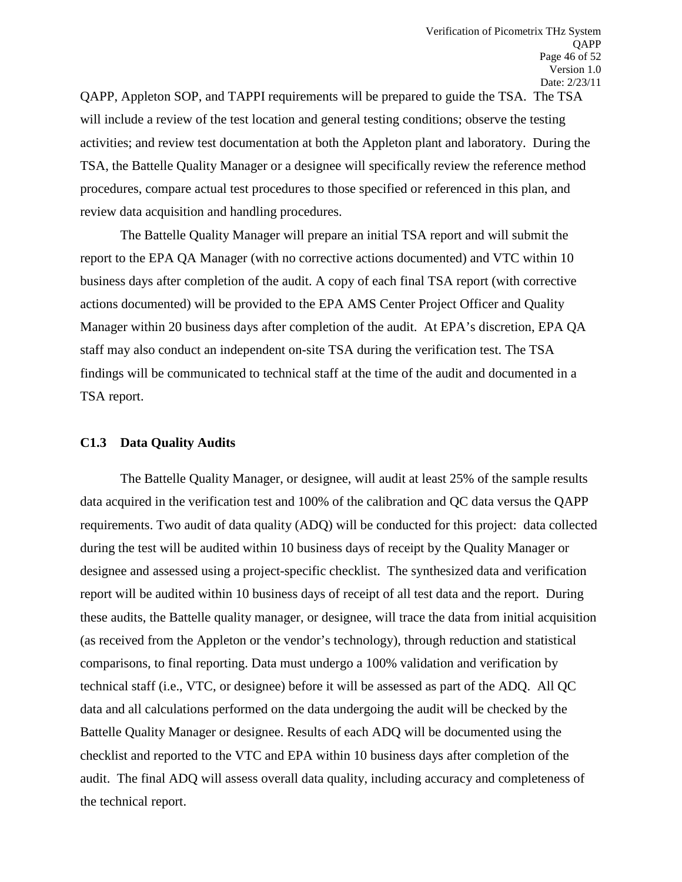QAPP, Appleton SOP, and TAPPI requirements will be prepared to guide the TSA. The TSA will include a review of the test location and general testing conditions; observe the testing activities; and review test documentation at both the Appleton plant and laboratory. During the TSA, the Battelle Quality Manager or a designee will specifically review the reference method procedures, compare actual test procedures to those specified or referenced in this plan, and review data acquisition and handling procedures.

The Battelle Quality Manager will prepare an initial TSA report and will submit the report to the EPA QA Manager (with no corrective actions documented) and VTC within 10 business days after completion of the audit. A copy of each final TSA report (with corrective actions documented) will be provided to the EPA AMS Center Project Officer and Quality Manager within 20 business days after completion of the audit. At EPA's discretion, EPA QA staff may also conduct an independent on-site TSA during the verification test. The TSA findings will be communicated to technical staff at the time of the audit and documented in a TSA report.

### C1.3 Data Quality Audits

The Battelle Quality Manager, or designee, will audit at least 25% of the sample results data acquired in the verification test and 100% of the calibration and QC data versus the QAPP requirements. Two audit of data quality (ADQ) will be conducted for this project: data collected during the test will be audited within 10 business days of receipt by the Quality Manager or designee and assessed using a project-specific checklist. The synthesized data and verification report will be audited within 10 business days of receipt of all test data and the report. During these audits, the Battelle quality manager, or designee, will trace the data from initial acquisition (as received from the Appleton or the vendor's technology), through reduction and statistical comparisons, to final reporting. Data must undergo a 100% validation and verification by technical staff (i.e., VTC, or designee) before it will be assessed as part of the ADQ. All QC data and all calculations performed on the data undergoing the audit will be checked by the Battelle Quality Manager or designee. Results of each ADQ will be documented using the checklist and reported to the VTC and EPA within 10 business days after completion of the audit. The final ADQ will assess overall data quality, including accuracy and completeness of the technical report.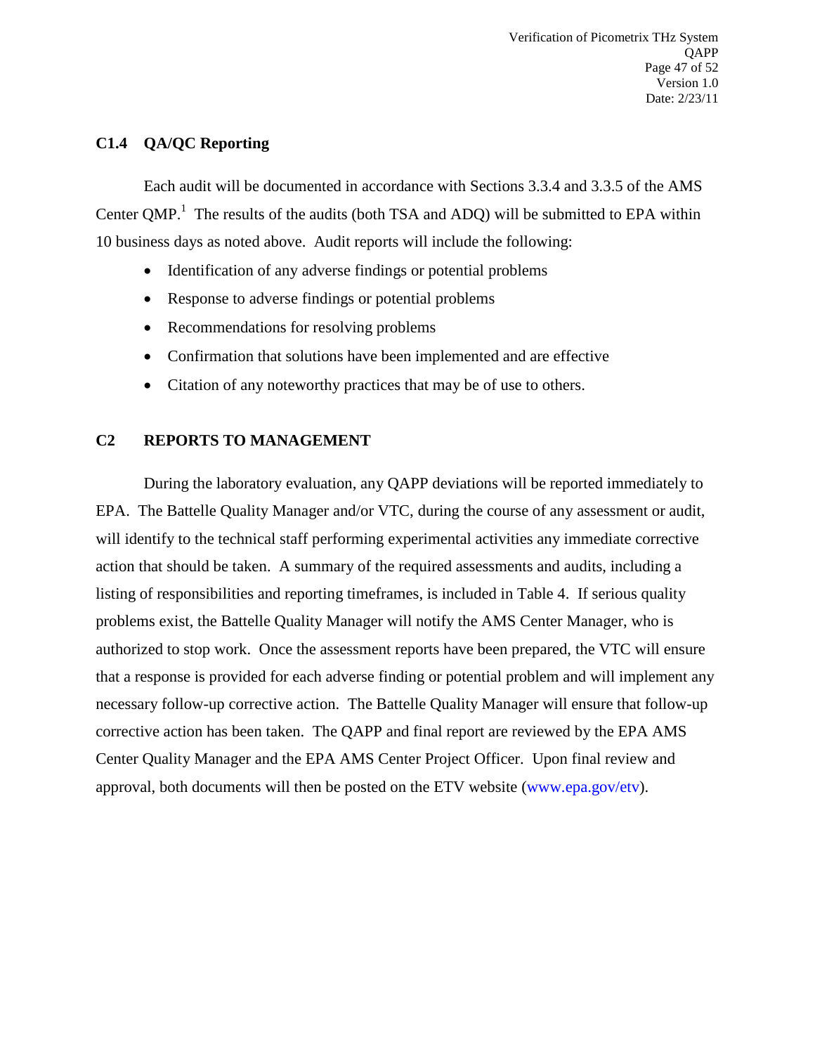### C1.4 QA/QC Reporting

Each audit will be documented in accordance with Sections 3.3.4 and 3.3.5 of the AMS Center QMP.[1] The results of the audits (both TSA and ADQ) will be submitted to EPA within 10 business days as noted above. Audit reports will include the following:

- Identification of any adverse findings or potential problems
- Response to adverse findings or potential problems
- Recommendations for resolving problems
- Confirmation that solutions have been implemented and are effective
- Citation of any noteworthy practices that may be of use to others.

## C2 REPORTS TO MANAGEMENT

During the laboratory evaluation, any QAPP deviations will be reported immediately to EPA. The Battelle Quality Manager and/or VTC, during the course of any assessment or audit, will identify to the technical staff performing experimental activities any immediate corrective action that should be taken. A summary of the required assessments and audits, including a listing of responsibilities and reporting timeframes, is included in Table 4. If serious quality problems exist, the Battelle Quality Manager will notify the AMS Center Manager, who is authorized to stop work. Once the assessment reports have been prepared, the VTC will ensure that a response is provided for each adverse finding or potential problem and will implement any necessary follow-up corrective action. The Battelle Quality Manager will ensure that follow-up corrective action has been taken. The QAPP and final report are reviewed by the EPA AMS Center Quality Manager and the EPA AMS Center Project Officer. Upon final review and approval, both documents will then be posted on the ETV website (www.epa.gov/etv).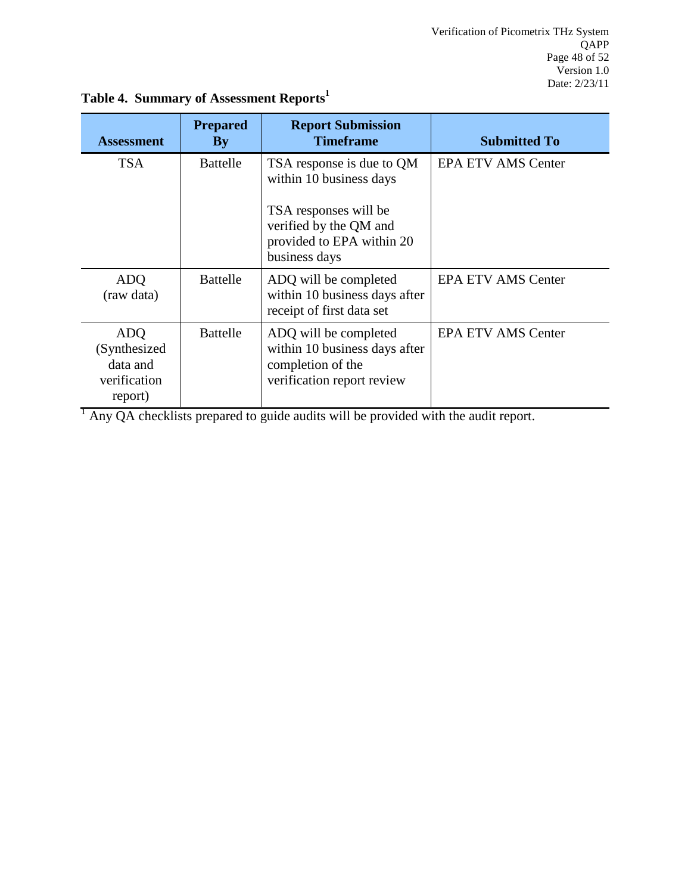**Table 4. Summary of Assessment Reports[1]**

| Assessment | Prepared By | Report Submission Timeframe | Submitted To |
|---|---|---|---|
| TSA | Battelle | TSA response is due to QM within 10 business days<br><br>TSA responses will be verified by the QM and provided to EPA within 20 business days | EPA ETV AMS Center |
| ADQ (raw data) | Battelle | ADQ will be completed within 10 business days after receipt of first data set | EPA ETV AMS Center |
| ADQ (Synthesized data and verification report) | Battelle | ADQ will be completed within 10 business days after completion of the verification report review | EPA ETV AMS Center |

[1] Any QA checklists prepared to guide audits will be provided with the audit report.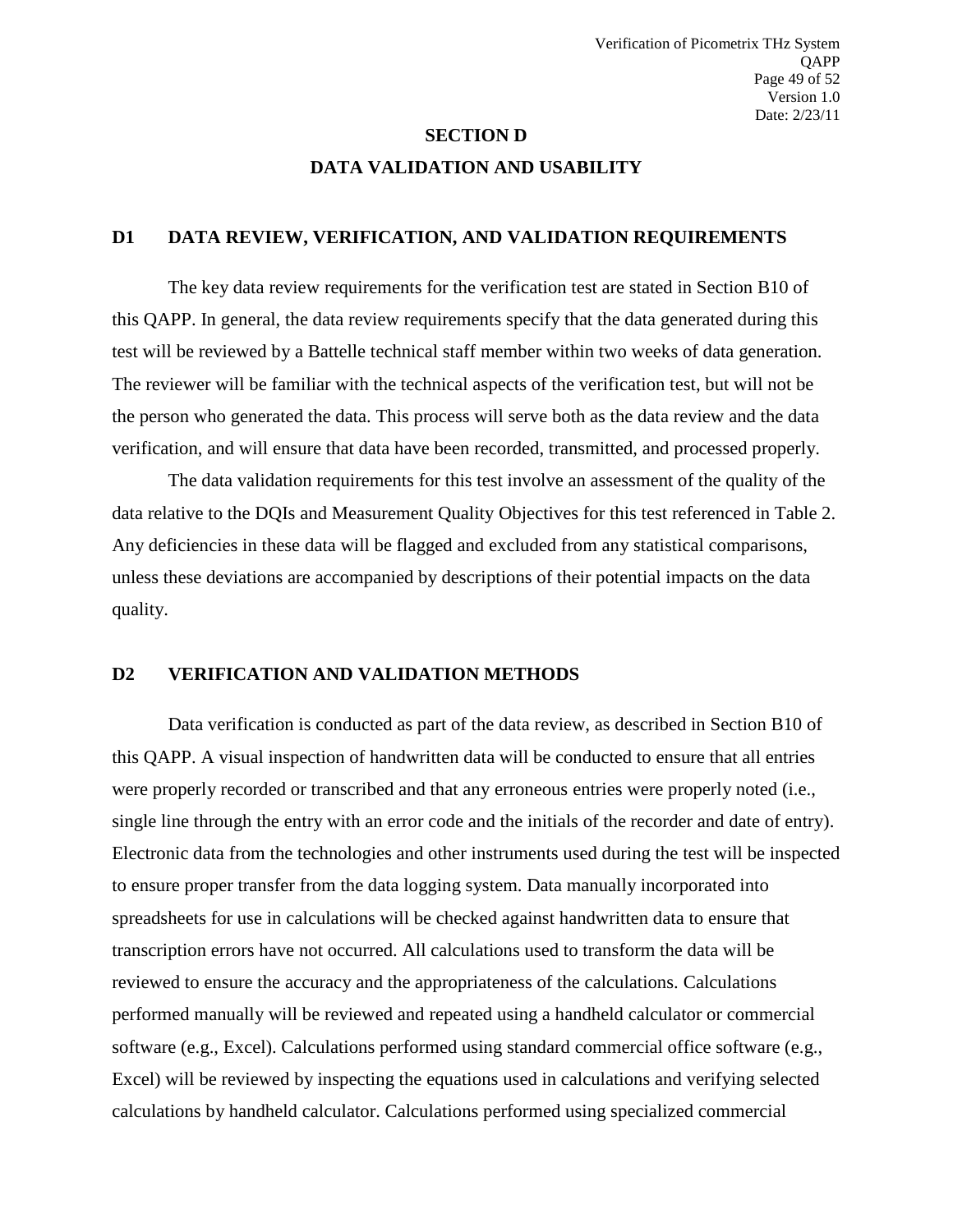# SECTION D

# DATA VALIDATION AND USABILITY

## D1 DATA REVIEW, VERIFICATION, AND VALIDATION REQUIREMENTS

The key data review requirements for the verification test are stated in Section B10 of this QAPP. In general, the data review requirements specify that the data generated during this test will be reviewed by a Battelle technical staff member within two weeks of data generation. The reviewer will be familiar with the technical aspects of the verification test, but will not be the person who generated the data. This process will serve both as the data review and the data verification, and will ensure that data have been recorded, transmitted, and processed properly.

The data validation requirements for this test involve an assessment of the quality of the data relative to the DQIs and Measurement Quality Objectives for this test referenced in Table 2. Any deficiencies in these data will be flagged and excluded from any statistical comparisons, unless these deviations are accompanied by descriptions of their potential impacts on the data quality.

## D2 VERIFICATION AND VALIDATION METHODS

Data verification is conducted as part of the data review, as described in Section B10 of this QAPP. A visual inspection of handwritten data will be conducted to ensure that all entries were properly recorded or transcribed and that any erroneous entries were properly noted (i.e., single line through the entry with an error code and the initials of the recorder and date of entry). Electronic data from the technologies and other instruments used during the test will be inspected to ensure proper transfer from the data logging system. Data manually incorporated into spreadsheets for use in calculations will be checked against handwritten data to ensure that transcription errors have not occurred. All calculations used to transform the data will be reviewed to ensure the accuracy and the appropriateness of the calculations. Calculations performed manually will be reviewed and repeated using a handheld calculator or commercial software (e.g., Excel). Calculations performed using standard commercial office software (e.g., Excel) will be reviewed by inspecting the equations used in calculations and verifying selected calculations by handheld calculator. Calculations performed using specialized commercial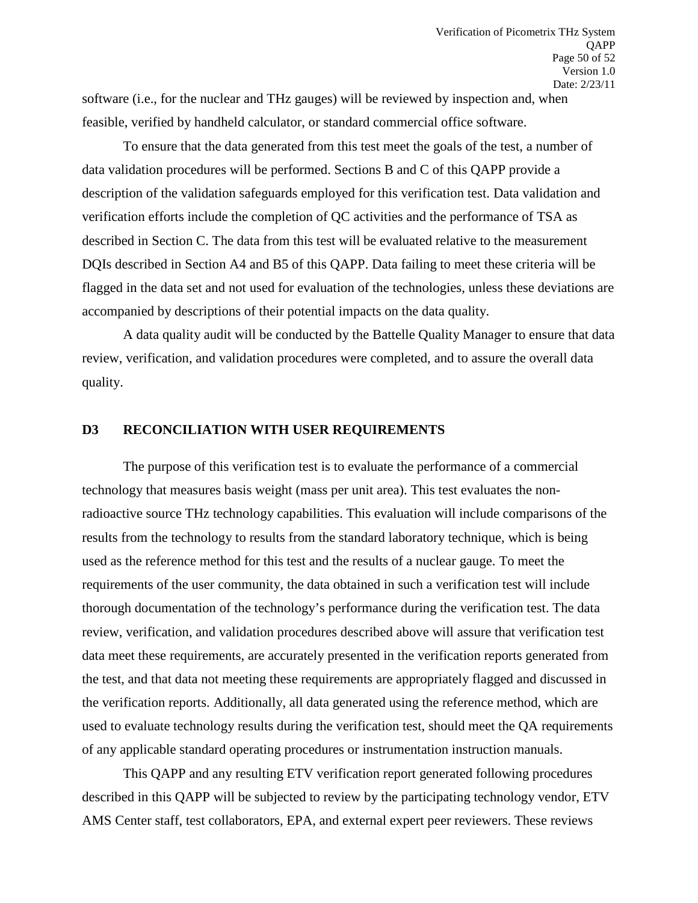software (i.e., for the nuclear and THz gauges) will be reviewed by inspection and, when feasible, verified by handheld calculator, or standard commercial office software.

To ensure that the data generated from this test meet the goals of the test, a number of data validation procedures will be performed. Sections B and C of this QAPP provide a description of the validation safeguards employed for this verification test. Data validation and verification efforts include the completion of QC activities and the performance of TSA as described in Section C. The data from this test will be evaluated relative to the measurement DQIs described in Section A4 and B5 of this QAPP. Data failing to meet these criteria will be flagged in the data set and not used for evaluation of the technologies, unless these deviations are accompanied by descriptions of their potential impacts on the data quality.

A data quality audit will be conducted by the Battelle Quality Manager to ensure that data review, verification, and validation procedures were completed, and to assure the overall data quality.

## D3 RECONCILIATION WITH USER REQUIREMENTS

The purpose of this verification test is to evaluate the performance of a commercial technology that measures basis weight (mass per unit area). This test evaluates the non-radioactive source THz technology capabilities. This evaluation will include comparisons of the results from the technology to results from the standard laboratory technique, which is being used as the reference method for this test and the results of a nuclear gauge. To meet the requirements of the user community, the data obtained in such a verification test will include thorough documentation of the technology's performance during the verification test. The data review, verification, and validation procedures described above will assure that verification test data meet these requirements, are accurately presented in the verification reports generated from the test, and that data not meeting these requirements are appropriately flagged and discussed in the verification reports. Additionally, all data generated using the reference method, which are used to evaluate technology results during the verification test, should meet the QA requirements of any applicable standard operating procedures or instrumentation instruction manuals.

This QAPP and any resulting ETV verification report generated following procedures described in this QAPP will be subjected to review by the participating technology vendor, ETV AMS Center staff, test collaborators, EPA, and external expert peer reviewers. These reviews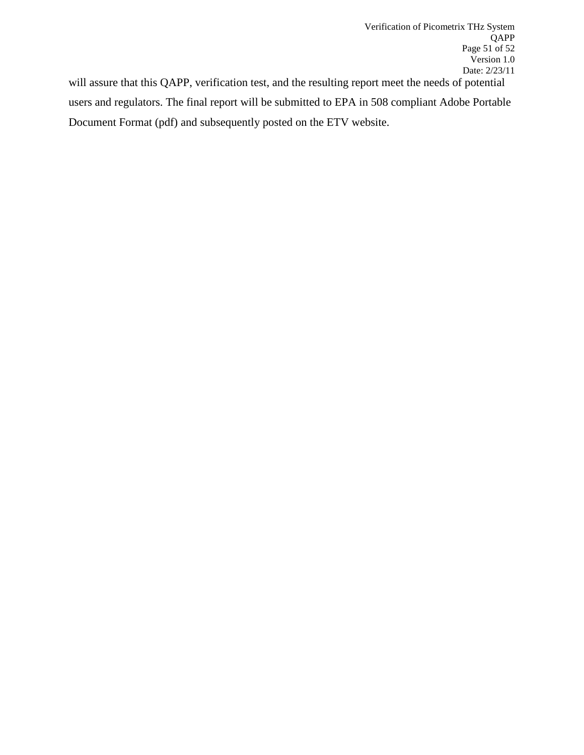will assure that this QAPP, verification test, and the resulting report meet the needs of potential users and regulators. The final report will be submitted to EPA in 508 compliant Adobe Portable Document Format (pdf) and subsequently posted on the ETV website.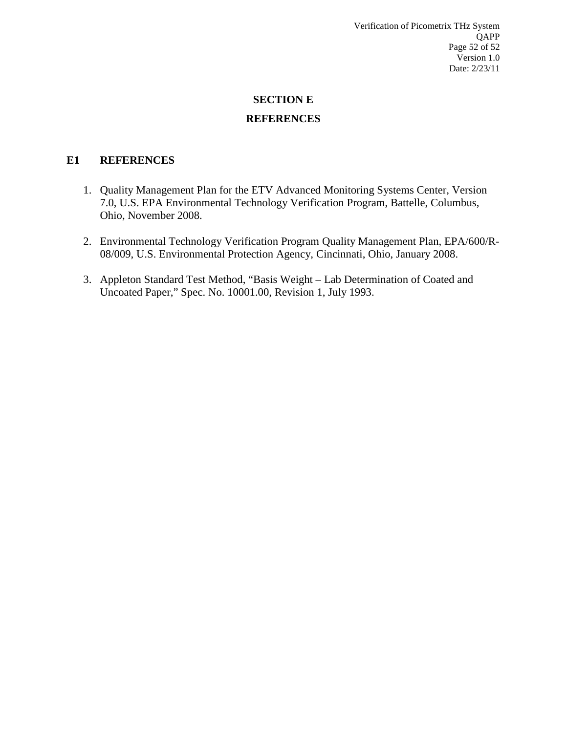# SECTION E

# REFERENCES

## E1 REFERENCES

1. Quality Management Plan for the ETV Advanced Monitoring Systems Center, Version 7.0, U.S. EPA Environmental Technology Verification Program, Battelle, Columbus, Ohio, November 2008.

2. Environmental Technology Verification Program Quality Management Plan, EPA/600/R-08/009, U.S. Environmental Protection Agency, Cincinnati, Ohio, January 2008.

3. Appleton Standard Test Method, "Basis Weight – Lab Determination of Coated and Uncoated Paper," Spec. No. 10001.00, Revision 1, July 1993.